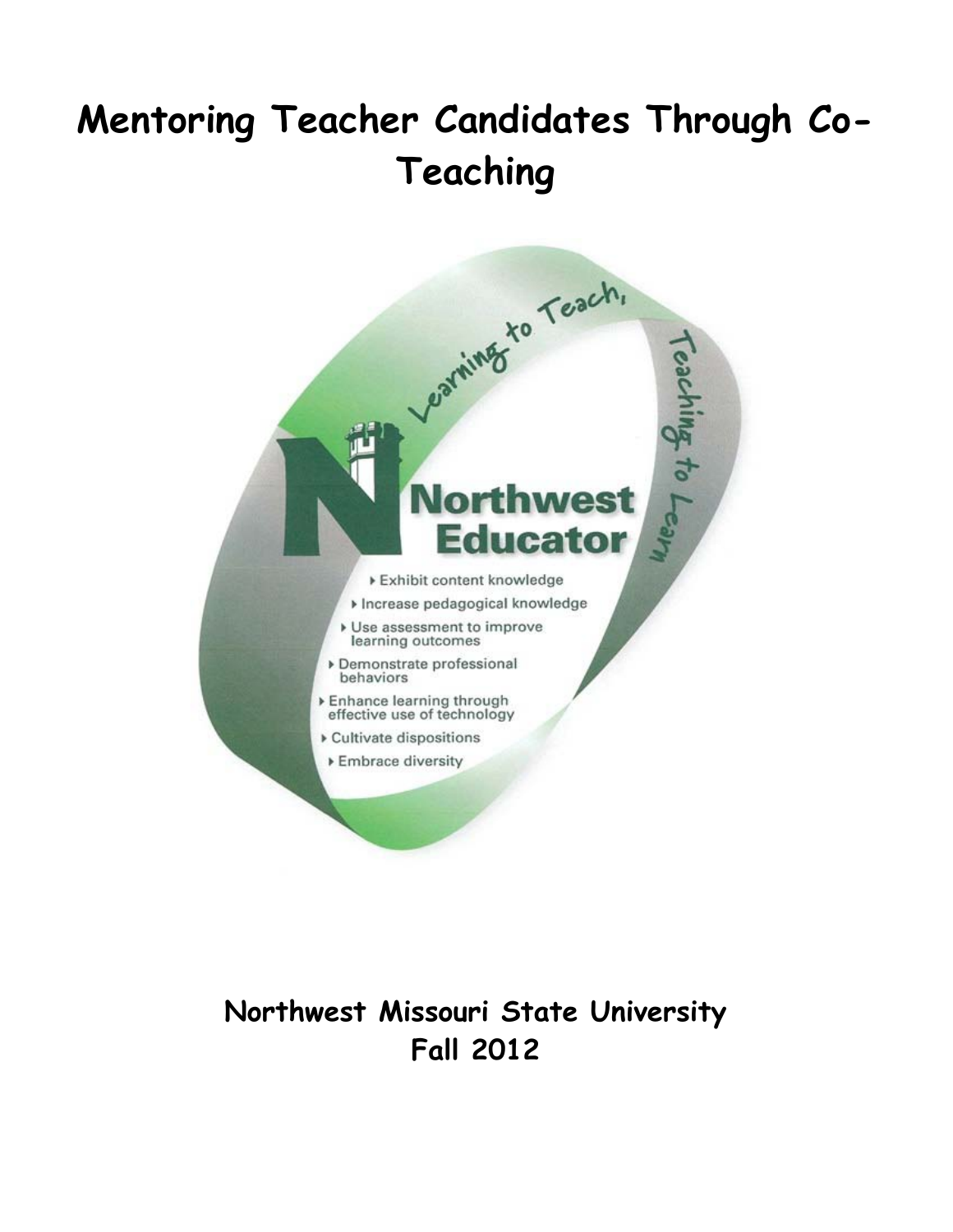# Mentoring Teacher Candidates Through Co-Teaching

Learning to Teach, Teaching to Learn

Northwest Educator

- Exhibit content knowledge
- Increase pedagogical knowledge
- Use assessment to improve learning outcomes
- Demonstrate professional behaviors
- Enhance learning through effective use of technology
- Cultivate dispositions
- Embrace diversity

**Northwest Missouri State University**
**Fall 2012**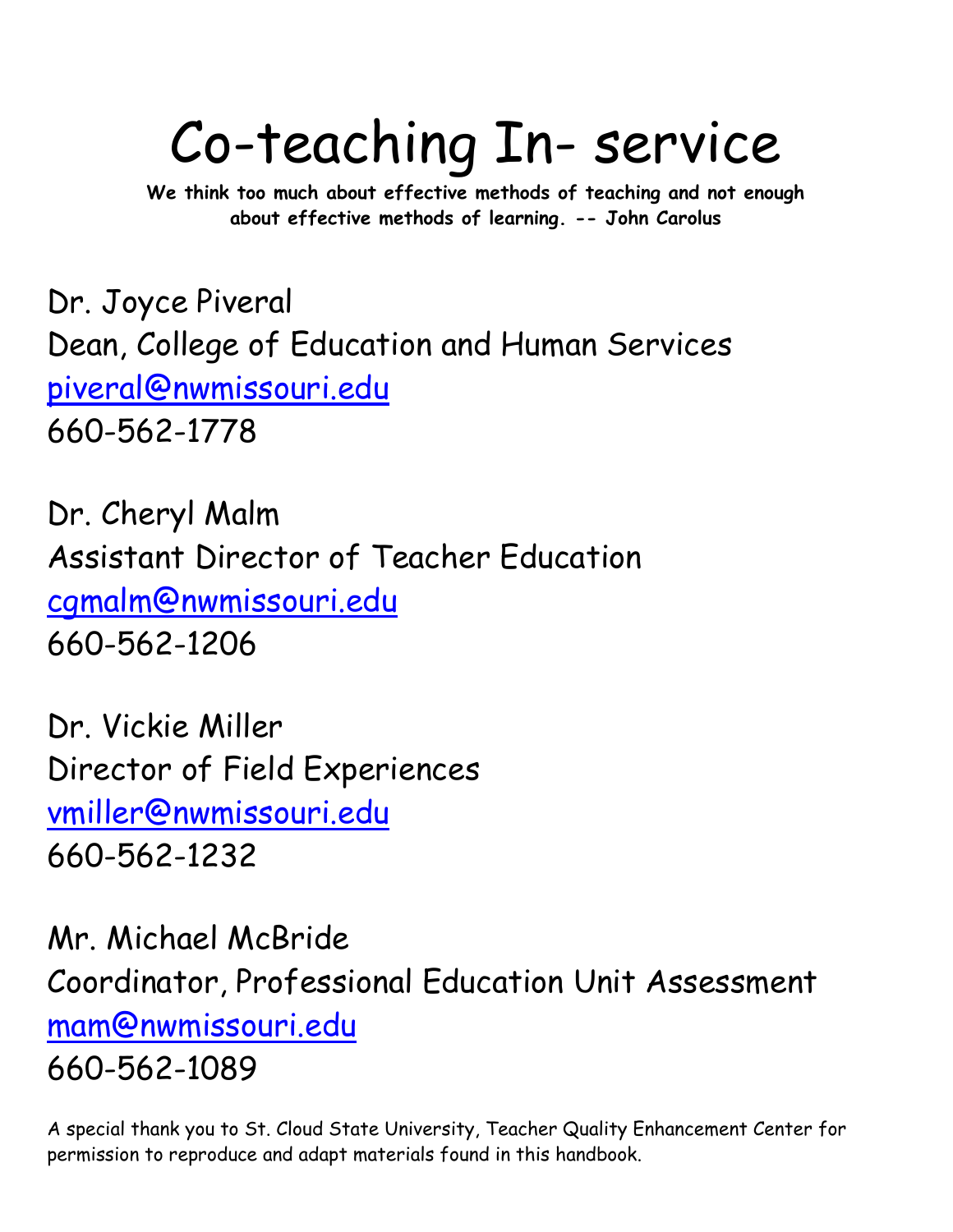# Co-teaching In- service

**We think too much about effective methods of teaching and not enough about effective methods of learning. -- John Carolus**

Dr. Joyce Piveral
Dean, College of Education and Human Services
piveral@nwmissouri.edu
660-562-1778

Dr. Cheryl Malm
Assistant Director of Teacher Education
cgmalm@nwmissouri.edu
660-562-1206

Dr. Vickie Miller
Director of Field Experiences
vmiller@nwmissouri.edu
660-562-1232

Mr. Michael McBride
Coordinator, Professional Education Unit Assessment
mam@nwmissouri.edu
660-562-1089

A special thank you to St. Cloud State University, Teacher Quality Enhancement Center for permission to reproduce and adapt materials found in this handbook.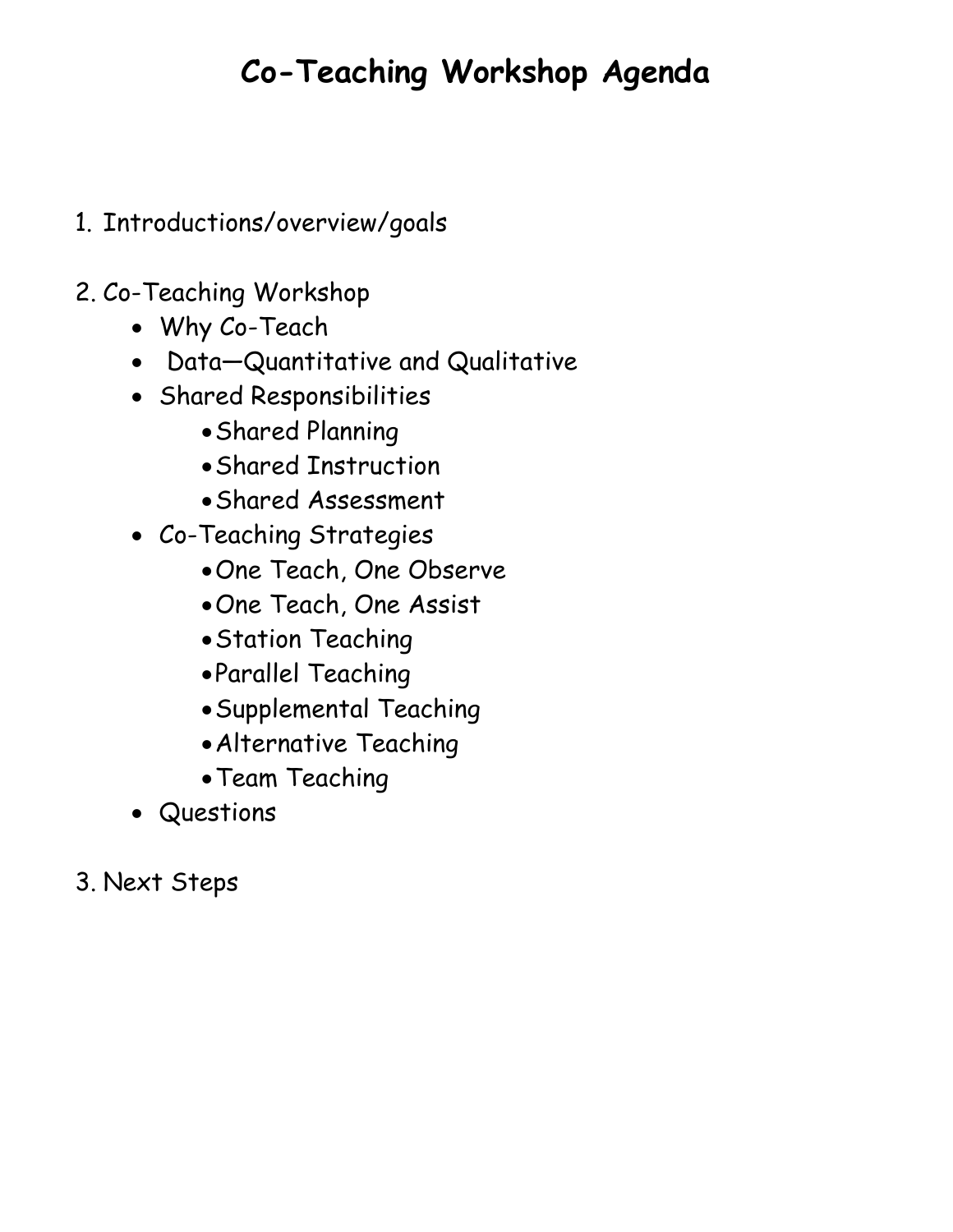# Co-Teaching Workshop Agenda

1. Introductions/overview/goals

2. Co-Teaching Workshop
   - Why Co-Teach
   - Data—Quantitative and Qualitative
   - Shared Responsibilities
     - Shared Planning
     - Shared Instruction
     - Shared Assessment
   - Co-Teaching Strategies
     - One Teach, One Observe
     - One Teach, One Assist
     - Station Teaching
     - Parallel Teaching
     - Supplemental Teaching
     - Alternative Teaching
     - Team Teaching
   - Questions

3. Next Steps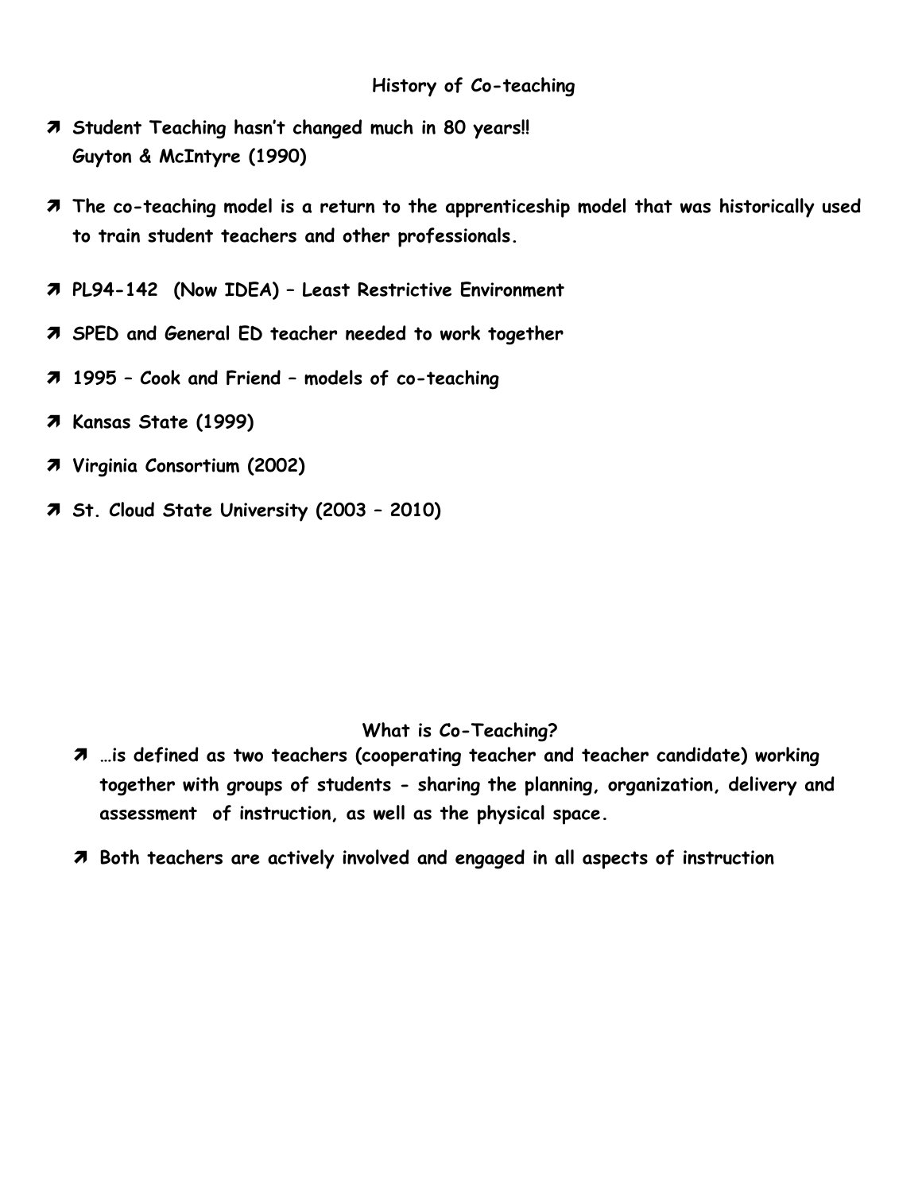## History of Co-teaching

- **Student Teaching hasn't changed much in 80 years!! Guyton & McIntyre (1990)**
- **The co-teaching model is a return to the apprenticeship model that was historically used to train student teachers and other professionals.**
- **PL94-142 (Now IDEA) – Least Restrictive Environment**
- **SPED and General ED teacher needed to work together**
- **1995 – Cook and Friend – models of co-teaching**
- **Kansas State (1999)**
- **Virginia Consortium (2002)**
- **St. Cloud State University (2003 – 2010)**

## What is Co-Teaching?

- **…is defined as two teachers (cooperating teacher and teacher candidate) working together with groups of students - sharing the planning, organization, delivery and assessment of instruction, as well as the physical space.**
- **Both teachers are actively involved and engaged in all aspects of instruction**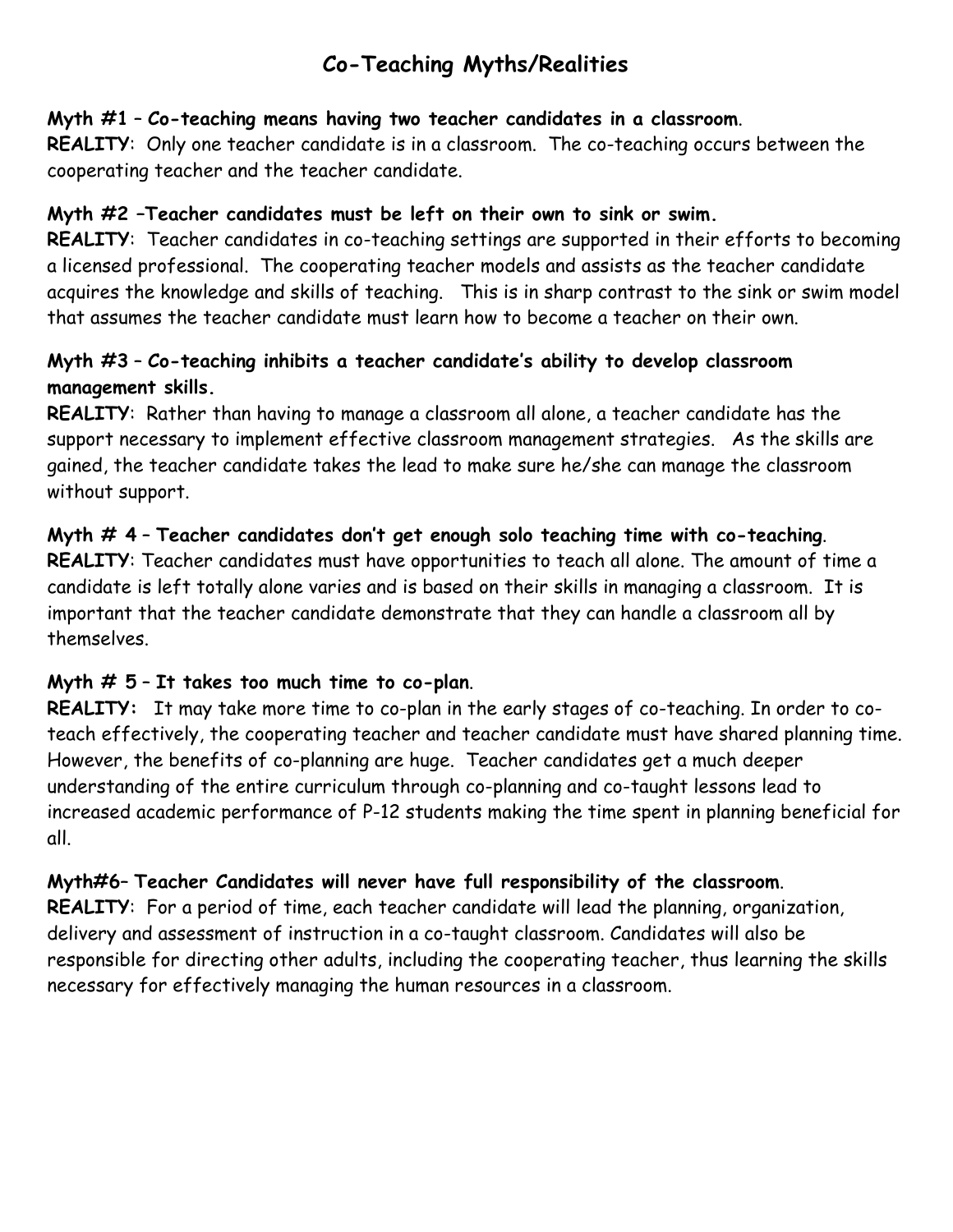# Co-Teaching Myths/Realities

**Myth #1 – Co-teaching means having two teacher candidates in a classroom**.
**REALITY**: Only one teacher candidate is in a classroom. The co-teaching occurs between the cooperating teacher and the teacher candidate.

**Myth #2 –Teacher candidates must be left on their own to sink or swim.**
**REALITY**: Teacher candidates in co-teaching settings are supported in their efforts to becoming a licensed professional. The cooperating teacher models and assists as the teacher candidate acquires the knowledge and skills of teaching. This is in sharp contrast to the sink or swim model that assumes the teacher candidate must learn how to become a teacher on their own.

**Myth #3 – Co-teaching inhibits a teacher candidate's ability to develop classroom management skills.**
**REALITY**: Rather than having to manage a classroom all alone, a teacher candidate has the support necessary to implement effective classroom management strategies. As the skills are gained, the teacher candidate takes the lead to make sure he/she can manage the classroom without support.

**Myth # 4 – Teacher candidates don't get enough solo teaching time with co-teaching**.
**REALITY**: Teacher candidates must have opportunities to teach all alone. The amount of time a candidate is left totally alone varies and is based on their skills in managing a classroom. It is important that the teacher candidate demonstrate that they can handle a classroom all by themselves.

**Myth # 5 – It takes too much time to co-plan**.
**REALITY:** It may take more time to co-plan in the early stages of co-teaching. In order to co-teach effectively, the cooperating teacher and teacher candidate must have shared planning time. However, the benefits of co-planning are huge. Teacher candidates get a much deeper understanding of the entire curriculum through co-planning and co-taught lessons lead to increased academic performance of P-12 students making the time spent in planning beneficial for all.

**Myth#6– Teacher Candidates will never have full responsibility of the classroom**.
**REALITY**: For a period of time, each teacher candidate will lead the planning, organization, delivery and assessment of instruction in a co-taught classroom. Candidates will also be responsible for directing other adults, including the cooperating teacher, thus learning the skills necessary for effectively managing the human resources in a classroom.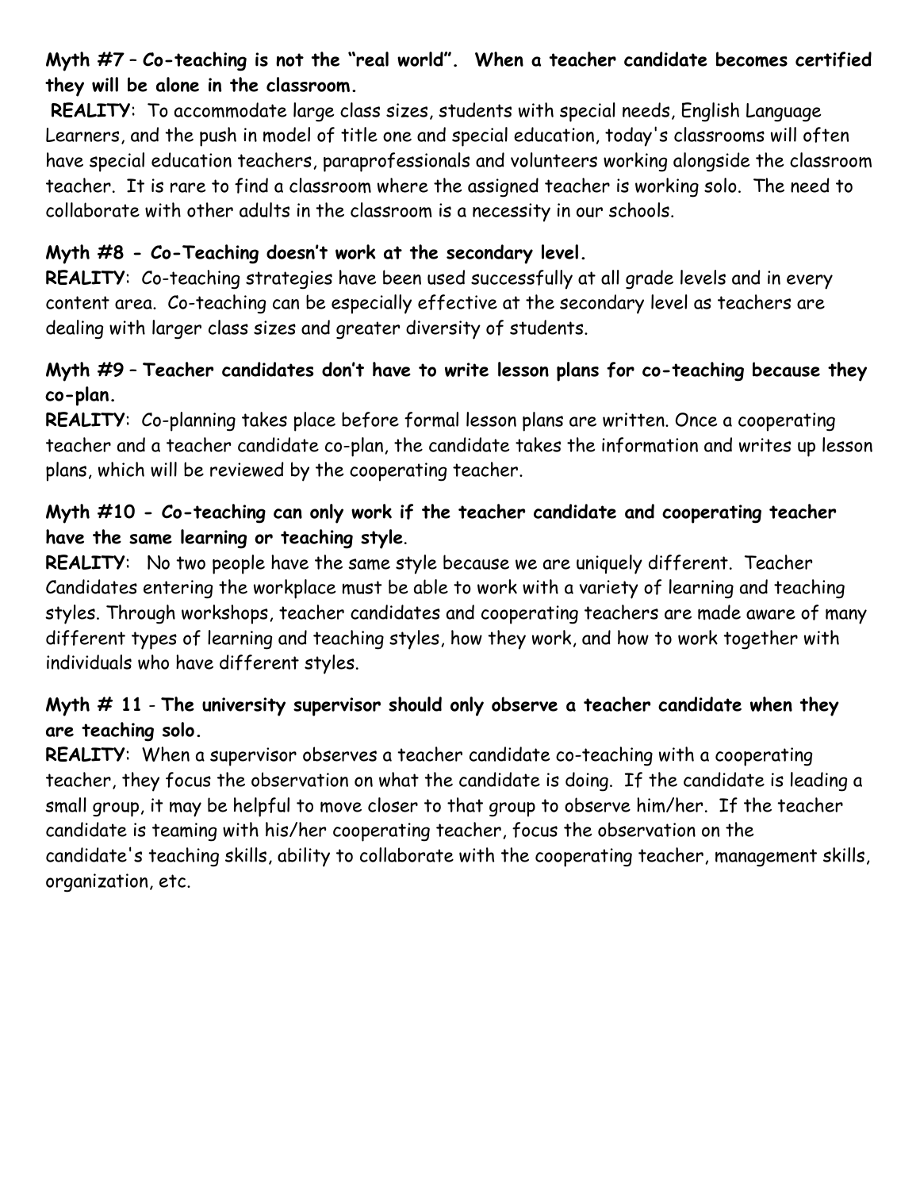**Myth #7 – Co-teaching is not the "real world". When a teacher candidate becomes certified they will be alone in the classroom.**

**REALITY**: To accommodate large class sizes, students with special needs, English Language Learners, and the push in model of title one and special education, today's classrooms will often have special education teachers, paraprofessionals and volunteers working alongside the classroom teacher. It is rare to find a classroom where the assigned teacher is working solo. The need to collaborate with other adults in the classroom is a necessity in our schools.

**Myth #8 - Co-Teaching doesn't work at the secondary level.**

**REALITY**: Co-teaching strategies have been used successfully at all grade levels and in every content area. Co-teaching can be especially effective at the secondary level as teachers are dealing with larger class sizes and greater diversity of students.

**Myth #9 – Teacher candidates don't have to write lesson plans for co-teaching because they co-plan.**

**REALITY**: Co-planning takes place before formal lesson plans are written. Once a cooperating teacher and a teacher candidate co-plan, the candidate takes the information and writes up lesson plans, which will be reviewed by the cooperating teacher.

**Myth #10 - Co-teaching can only work if the teacher candidate and cooperating teacher have the same learning or teaching style**.

**REALITY**: No two people have the same style because we are uniquely different. Teacher Candidates entering the workplace must be able to work with a variety of learning and teaching styles. Through workshops, teacher candidates and cooperating teachers are made aware of many different types of learning and teaching styles, how they work, and how to work together with individuals who have different styles.

**Myth # 11** - **The university supervisor should only observe a teacher candidate when they are teaching solo.**

**REALITY**: When a supervisor observes a teacher candidate co-teaching with a cooperating teacher, they focus the observation on what the candidate is doing. If the candidate is leading a small group, it may be helpful to move closer to that group to observe him/her. If the teacher candidate is teaming with his/her cooperating teacher, focus the observation on the candidate's teaching skills, ability to collaborate with the cooperating teacher, management skills, organization, etc.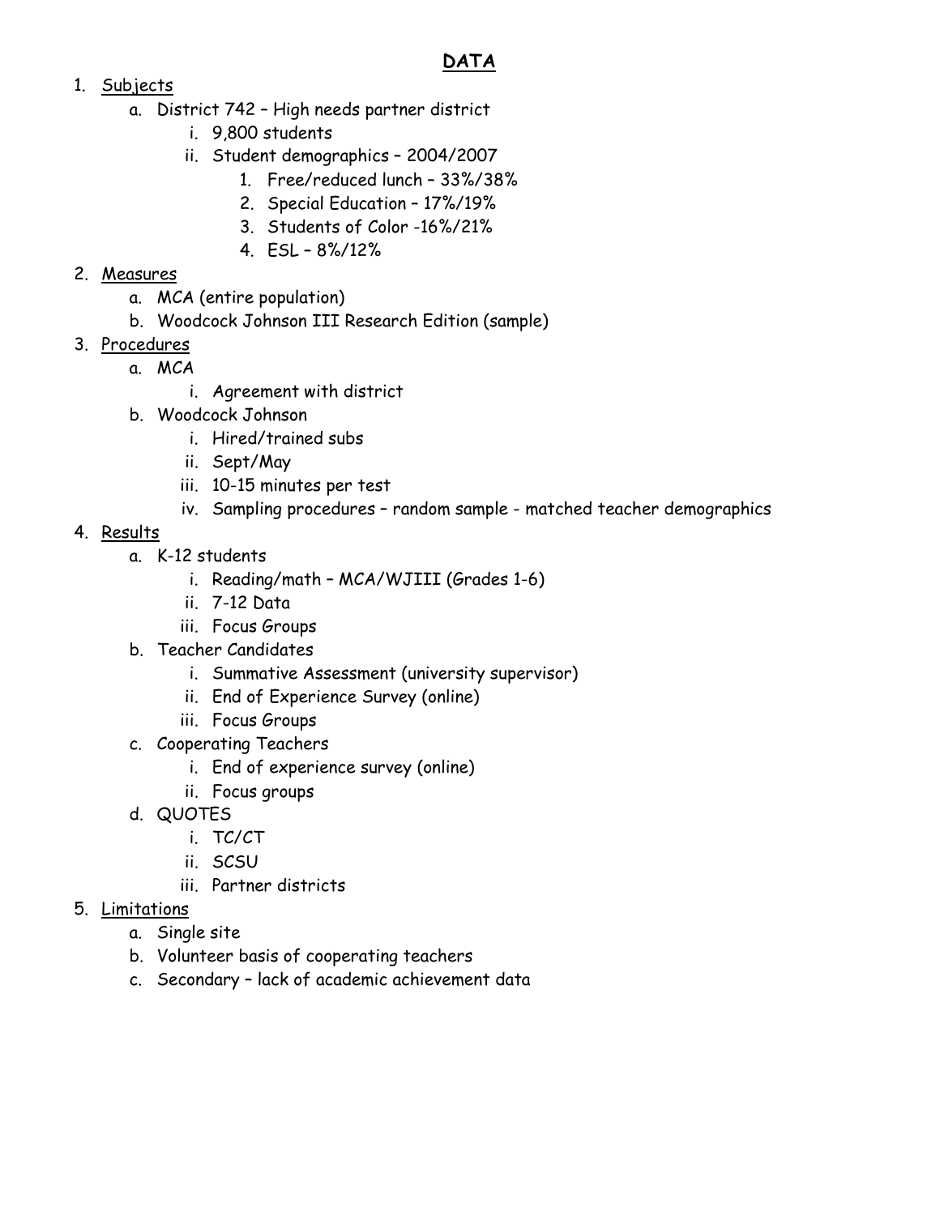# DATA

1. <u>Subjects</u>
   a. District 742 – High needs partner district
      i. 9,800 students
      ii. Student demographics – 2004/2007
         1. Free/reduced lunch – 33%/38%
         2. Special Education – 17%/19%
         3. Students of Color -16%/21%
         4. ESL – 8%/12%
2. <u>Measures</u>
   a. MCA (entire population)
   b. Woodcock Johnson III Research Edition (sample)
3. <u>Procedures</u>
   a. MCA
      i. Agreement with district
   b. Woodcock Johnson
      i. Hired/trained subs
      ii. Sept/May
      iii. 10-15 minutes per test
      iv. Sampling procedures – random sample - matched teacher demographics
4. <u>Results</u>
   a. K-12 students
      i. Reading/math – MCA/WJIII (Grades 1-6)
      ii. 7-12 Data
      iii. Focus Groups
   b. Teacher Candidates
      i. Summative Assessment (university supervisor)
      ii. End of Experience Survey (online)
      iii. Focus Groups
   c. Cooperating Teachers
      i. End of experience survey (online)
      ii. Focus groups
   d. QUOTES
      i. TC/CT
      ii. SCSU
      iii. Partner districts
5. <u>Limitations</u>
   a. Single site
   b. Volunteer basis of cooperating teachers
   c. Secondary – lack of academic achievement data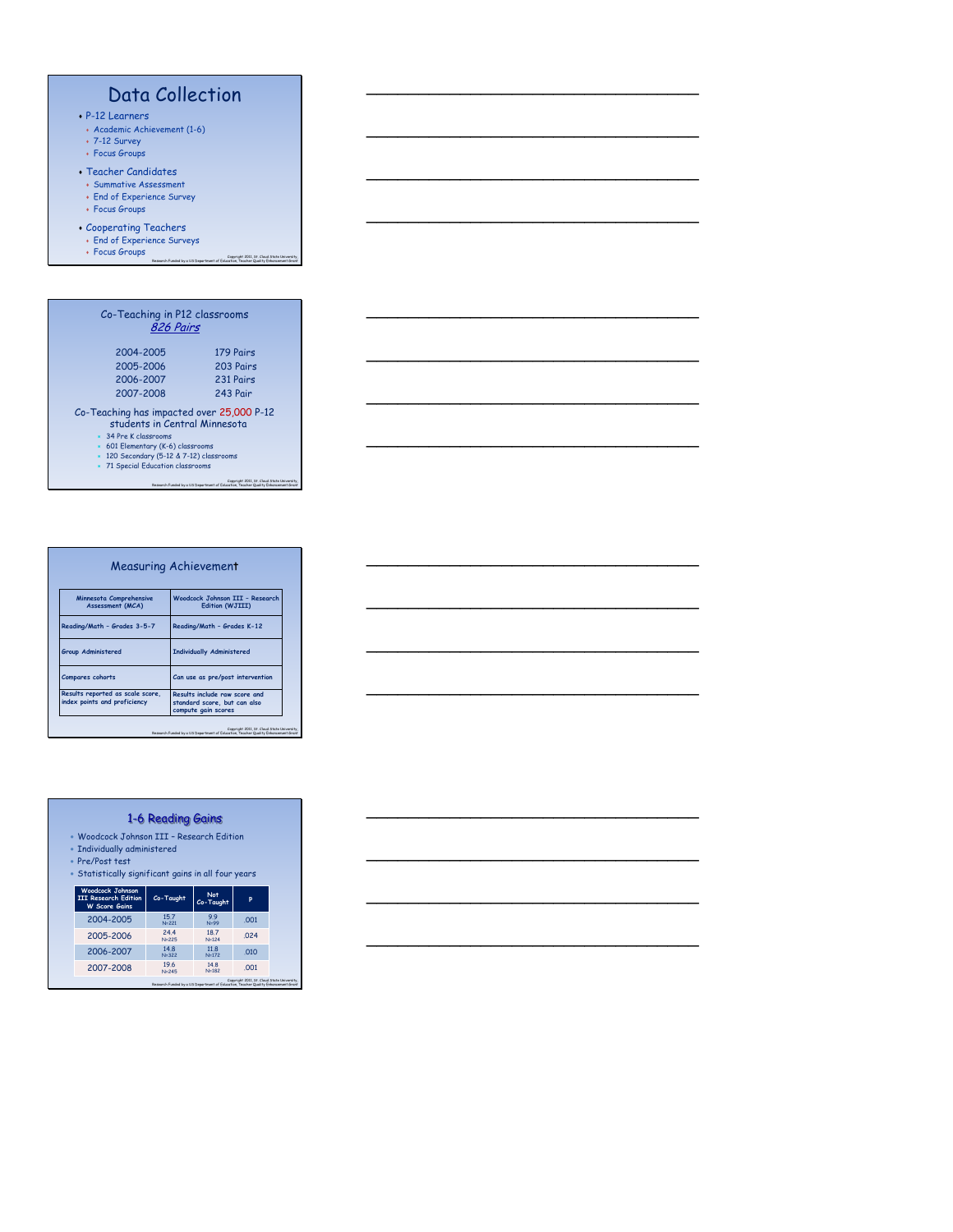## Data Collection

- P-12 Learners
  - Academic Achievement (1-6)
  - 7-12 Survey
  - Focus Groups
- Teacher Candidates
  - Summative Assessment
  - End of Experience Survey
  - Focus Groups
- Cooperating Teachers
  - End of Experience Surveys
  - Focus Groups

Copyright 2011, St. Cloud State University
Research Funded by a US Department of Education, Teacher Quality Enhancement Grant

## Co-Teaching in P12 classrooms

*826 Pairs*

| | |
|---|---|
| 2004-2005 | 179 Pairs |
| 2005-2006 | 203 Pairs |
| 2006-2007 | 231 Pairs |
| 2007-2008 | 243 Pair |

Co-Teaching has impacted over 25,000 P-12 students in Central Minnesota

- 34 Pre K classrooms
- 601 Elementary (K-6) classrooms
- 120 Secondary (5-12 & 7-12) classrooms
- 71 Special Education classrooms

Copyright 2011, St. Cloud State University
Research Funded by a US Department of Education, Teacher Quality Enhancement Grant

## Measuring Achievement

| Minnesota Comprehensive Assessment (MCA) | Woodcock Johnson III – Research Edition (WJIII) |
|---|---|
| Reading/Math – Grades 3-5-7 | Reading/Math – Grades K-12 |
| Group Administered | Individually Administered |
| Compares cohorts | Can use as pre/post intervention |
| Results reported as scale score, index points and proficiency | Results include raw score and standard score, but can also compute gain scores |

Copyright 2011, St. Cloud State University
Research Funded by a US Department of Education, Teacher Quality Enhancement Grant

## 1-6 Reading Gains

- Woodcock Johnson III – Research Edition
- Individually administered
- Pre/Post test
- Statistically significant gains in all four years

| Woodcock Johnson III Research Edition W Score Gains | Co-Taught | Not Co-Taught | P |
|---|---|---|---|
| 2004-2005 | 15.7 N=221 | 9.9 N=99 | .001 |
| 2005-2006 | 24.4 N=225 | 18.7 N=124 | .024 |
| 2006-2007 | 14.8 N=322 | 11.8 N=172 | .010 |
| 2007-2008 | 19.6 N=245 | 14.8 N=182 | .001 |

Copyright 2011, St. Cloud State University
Research Funded by a US Department of Education, Teacher Quality Enhancement Grant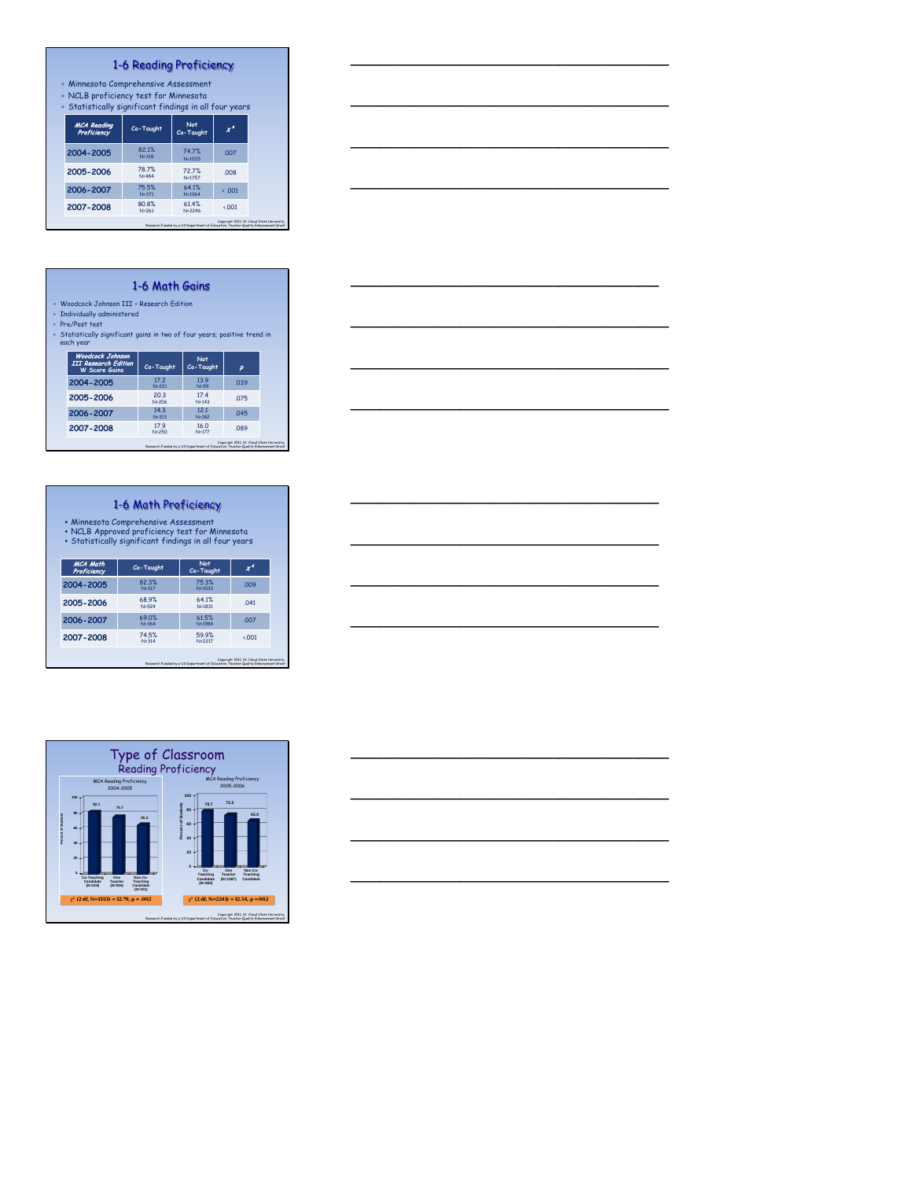## 1-6 Reading Proficiency

- Minnesota Comprehensive Assessment
- NCLB proficiency test for Minnesota
- Statistically significant findings in all four years

| MCA Reading Proficiency | Co-Taught | Not Co-Taught | $\chi^2$ |
|---|---|---|---|
| 2004-2005 | 82.1% N=318 | 74.7% N=1035 | .007 |
| 2005-2006 | 78.7% N=484 | 72.7% N=1757 | .008 |
| 2006-2007 | 75.5% N=371 | 64.1% N=1964 | < .001 |
| 2007-2008 | 80.8% N=261 | 61.4% N=2246 | <.001 |

Copyright 2011, St. Cloud State University, Research Funded by a US Department of Education, Teacher Quality Enhancement Grant

## 1-6 Math Gains

- Woodcock Johnson III – Research Edition
- Individually administered
- Pre/Post test
- Statistically significant gains in two of four years; positive trend in each year

| Woodcock Johnson III Research Edition W Score Gains | Co-Taught | Not Co-Taught | $p$ |
|---|---|---|---|
| 2004-2005 | 17.2 N=221 | 13.9 N=99 | .039 |
| 2005-2006 | 20.3 N=206 | 17.4 N=143 | .075 |
| 2006-2007 | 14.3 N=313 | 12.1 N=182 | .045 |
| 2007-2008 | 17.9 N=250 | 16.0 N=177 | .089 |

Copyright 2011, St. Cloud State University, Research Funded by a US Department of Education, Teacher Quality Enhancement Grant

## 1-6 Math Proficiency

- Minnesota Comprehensive Assessment
- NCLB Approved proficiency test for Minnesota
- Statistically significant findings in all four years

| MCA Math Proficiency | Co-Taught | Not Co-Taught | $\chi^2$ |
|---|---|---|---|
| 2004-2005 | 82.3% N=317 | 75.3% N=1032 | .009 |
| 2005-2006 | 68.9% N=524 | 64.1% N=1831 | .041 |
| 2006-2007 | 69.0% N=364 | 61.5% N=1984 | .007 |
| 2007-2008 | 74.5% N=314 | 59.9% N=2217 | <.001 |

Copyright 2011, St. Cloud State University, Research Funded by a US Department of Education, Teacher Quality Enhancement Grant

## Type of Classroom
### Reading Proficiency

MCA Reading Proficiency 2004-2005

| | Co-Teaching Candidate (N=318) | One Teacher (N=816) | Non Co-Teaching Candidate (N=101) |
|---|---|---|---|
| Percent of Students | 82.1 | 75.7 | 65.3 |

$\chi^2$ (2 df, N=1333) = 12.79, p = .002

MCA Reading Proficiency 2005-2006

| | Co-Teaching Candidate (N=484) | One Teacher (N=1597) | Non Co-Teaching Candidate |
|---|---|---|---|
| Percent of Students | 78.7 | 73.5 | 65.0 |

$\chi^2$ (2 df, N=2241) = 12.54, p = .002

Copyright 2011, St. Cloud State University, Research Funded by a US Department of Education, Teacher Quality Enhancement Grant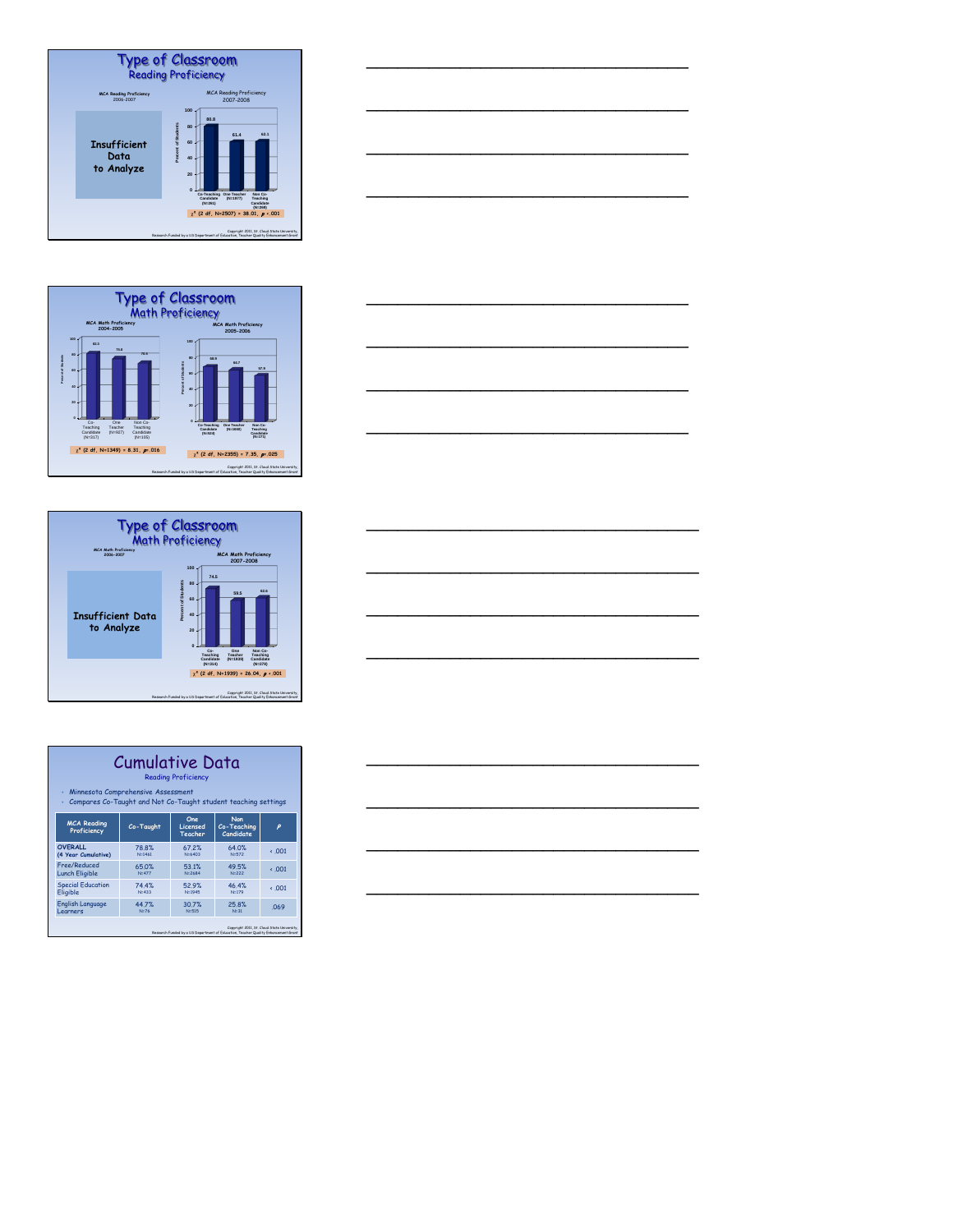## Type of Classroom
### Reading Proficiency

**MCA Reading Proficiency 2006-2007**

Insufficient Data to Analyze

**MCA Reading Proficiency 2007-2008**

| | Co-Teaching Candidate (N=261) | One Teacher (N=1977) | Non Co-Teaching Candidate (N=269) |
|---|---|---|---|
| Percent of Students | 80.8 | 61.4 | 62.1 |

$\chi^2$ (2 df, N=2507) = 38.01, $p < .001$

Copyright 2011, St. Cloud State University, Research Funded by a US Department of Education, Teacher Quality Enhancement Grant

## Type of Classroom
### Math Proficiency

**MCA Math Proficiency 2004-2005**

| | Co-Teaching Candidate (N=317) | One Teacher (N=927) | Non Co-Teaching Candidate (N=105) |
|---|---|---|---|
| Percent of Students | 82.1 | 75.0 | 70.5 |

$\chi^2$ (2 df, N=1349) = 8.31, $p = .016$

**MCA Math Proficiency 2005-2006**

| | Co-Teaching Candidate (N=323) | One Teacher (N=1860) | Non Co-Teaching Candidate (N=171) |
|---|---|---|---|
| Percent of Students | 68.5 | 64.7 | 57.9 |

$\chi^2$ (2 df, N=2355) = 7.35, $p = .025$

Copyright 2011, St. Cloud State University, Research Funded by a US Department of Education, Teacher Quality Enhancement Grant

## Type of Classroom
### Math Proficiency

**MCA Math Proficiency 2006-2007**

Insufficient Data to Analyze

**MCA Math Proficiency 2007-2008**

| | Co-Teaching Candidate (N=314) | One Teacher (N=1939) | Non Co-Teaching Candidate (N=276) |
|---|---|---|---|
| Percent of Students | 74.5 | 59.5 | 62.6 |

$\chi^2$ (2 df, N=1939) = 26.04, $p < .001$

Copyright 2011, St. Cloud State University, Research Funded by a US Department of Education, Teacher Quality Enhancement Grant

## Cumulative Data
### Reading Proficiency

- Minnesota Comprehensive Assessment
- Compares Co-Taught and Not Co-Taught student teaching settings

| MCA Reading Proficiency | Co-Taught | One Licensed Teacher | Non Co-Teaching Candidate | p |
|---|---|---|---|---|
| **OVERALL (4 Year Cumulative)** | 78.8% N=1461 | 67.2% N=6403 | 64.0% N=572 | < .001 |
| Free/Reduced Lunch Eligible | 65.0% N=477 | 53.1% N=2684 | 49.5% N=222 | < .001 |
| Special Education Eligible | 74.4% N=433 | 52.9% N=1945 | 46.4% N=179 | < .001 |
| English Language Learners | 44.7% N=76 | 30.7% N=515 | 25.8% N=31 | .069 |

Copyright 2011, St. Cloud State University, Research Funded by a US Department of Education, Teacher Quality Enhancement Grant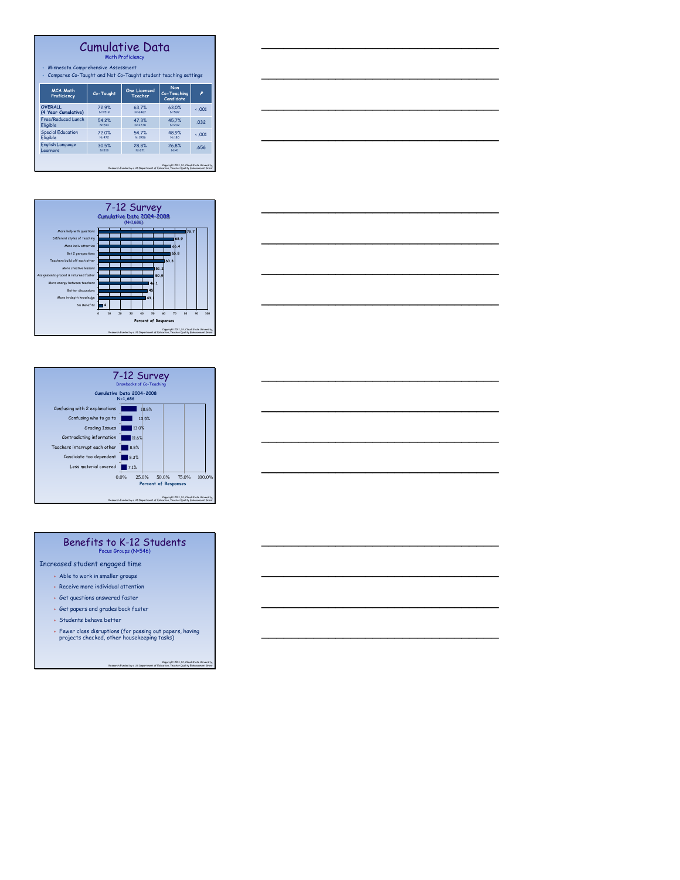# Cumulative Data

Math Proficiency

- Minnesota Comprehensive Assessment
- Compares Co-Taught and Not Co-Taught student teaching settings

| MCA Math Proficiency | Co-Taught | One Licensed Teacher | Non Co-Teaching Candidate | p |
|---|---|---|---|---|
| OVERALL (4 Year Cumulative) | 72.9% N=1519 | 63.7% N=6467 | 63.0% N=597 | < .001 |
| Free/Reduced Lunch Eligible | 54.2% N=513 | 47.3% N=2778 | 45.7% N=232 | .032 |
| Special Education Eligible | 72.0% N=472 | 54.7% N=1906 | 48.9% N=180 | < .001 |
| English Language Learners | 30.5% N=118 | 28.8% N=671 | 26.8% N=41 | .656 |

Copyright 2011, St. Cloud State University
Research Funded by a US Department of Education, Teacher Quality Enhancement Grant

# 7-12 Survey

Cumulative Data 2004-2008 (N=1,686)

| Benefit | Percent of Responses |
|---|---|
| More help with questions | 79.7 |
| Different styles of teaching | 68.9 |
| More indiv attention | 66.4 |
| Get 2 perspectives | 65.8 |
| Teachers build off each other | 60.3 |
| More creative lessons | 51.2 |
| Assignments graded & returned faster | 50.9 |
| More energy between teachers | 46.1 |
| Better discussions | 45 |
| More in-depth knowledge | 43.1 |
| No Benefits | 4 |

Copyright 2011, St. Cloud State University
Research Funded by a US Department of Education, Teacher Quality Enhancement Grant

# 7-12 Survey

Drawbacks of Co-Teaching

Cumulative Data 2004-2008 N=1,686

| Drawback | Percent of Responses |
|---|---|
| Confusing with 2 explanations | 18.8% |
| Confusing who to go to | 13.5% |
| Grading Issues | 13.0% |
| Contradicting information | 11.6% |
| Teachers interrupt each other | 8.8% |
| Candidate too dependent | 8.3% |
| Less material covered | 7.1% |

Copyright 2011, St. Cloud State University
Research Funded by a US Department of Education, Teacher Quality Enhancement Grant

# Benefits to K-12 Students

Focus Groups (N=546)

Increased student engaged time

- Able to work in smaller groups
- Receive more individual attention
- Get questions answered faster
- Get papers and grades back faster
- Students behave better
- Fewer class disruptions (for passing out papers, having projects checked, other housekeeping tasks)

Copyright 2011, St. Cloud State University
Research Funded by a US Department of Education, Teacher Quality Enhancement Grant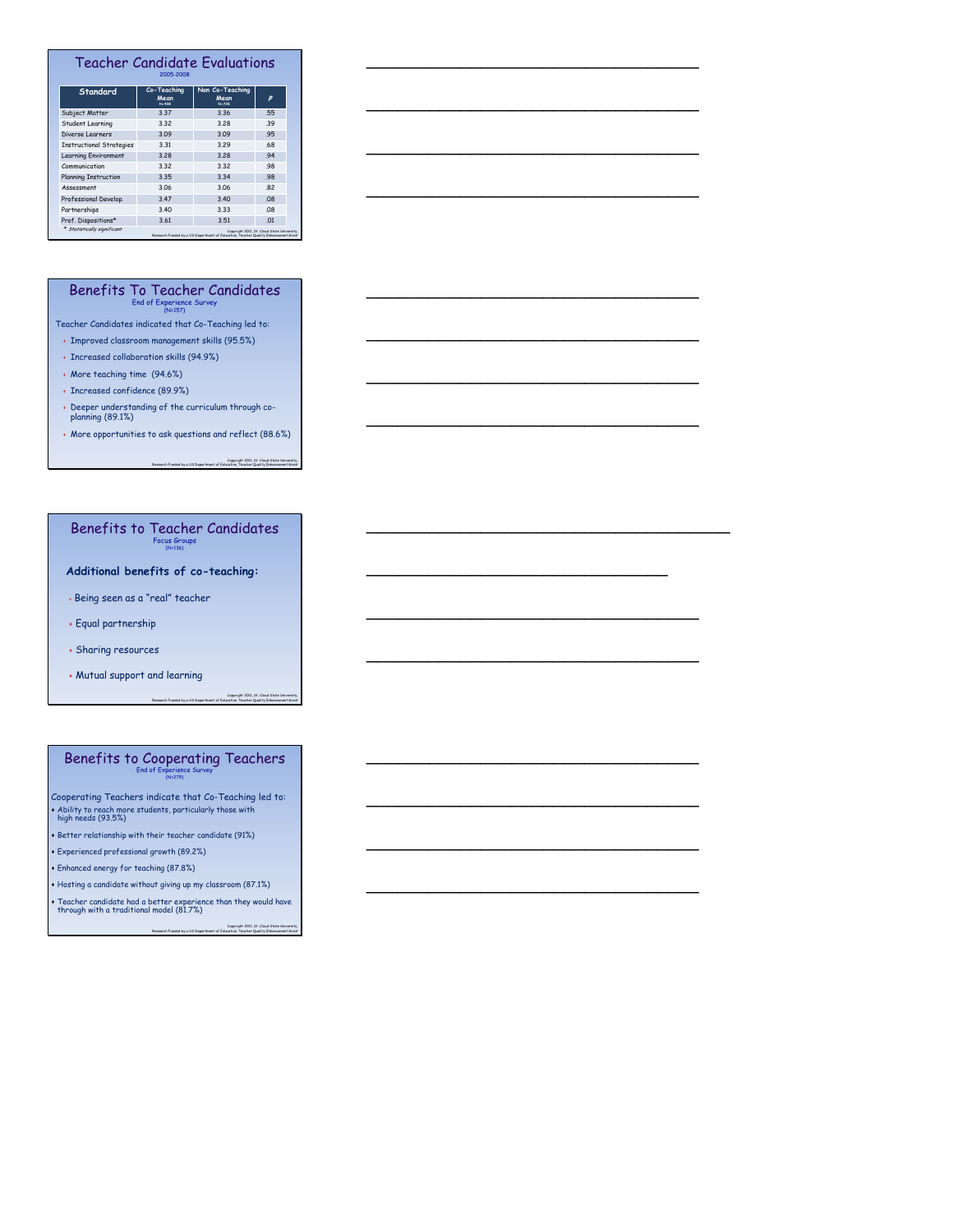## Teacher Candidate Evaluations

2005-2008

| Standard | Co-Teaching Mean N=408 | Non Co-Teaching Mean N=728 | p |
|---|---|---|---|
| Subject Matter | 3.37 | 3.36 | .55 |
| Student Learning | 3.32 | 3.28 | .39 |
| Diverse Learners | 3.09 | 3.09 | .95 |
| Instructional Strategies | 3.31 | 3.29 | .68 |
| Learning Environment | 3.28 | 3.28 | .94 |
| Communication | 3.32 | 3.32 | .98 |
| Planning Instruction | 3.35 | 3.34 | .98 |
| Assessment | 3.06 | 3.06 | .82 |
| Professional Develop. | 3.47 | 3.40 | .08 |
| Partnerships | 3.40 | 3.33 | .08 |
| Prof. Dispositions* | 3.61 | 3.51 | .01 |

\* Statistically significant

Copyright 2011, St. Cloud State University, Research Funded by a US Department of Education, Teacher Quality Enhancement Grant

## Benefits To Teacher Candidates

End of Experience Survey (N=157)

Teacher Candidates indicated that Co-Teaching led to:

- Improved classroom management skills (95.5%)
- Increased collaboration skills (94.9%)
- More teaching time (94.6%)
- Increased confidence (89.9%)
- Deeper understanding of the curriculum through co-planning (89.1%)
- More opportunities to ask questions and reflect (88.6%)

Copyright 2011, St. Cloud State University, Research Funded by a US Department of Education, Teacher Quality Enhancement Grant

## Benefits to Teacher Candidates

Focus Groups (N=136)

**Additional benefits of co-teaching:**

- Being seen as a "real" teacher
- Equal partnership
- Sharing resources
- Mutual support and learning

Copyright 2011, St. Cloud State University, Research Funded by a US Department of Education, Teacher Quality Enhancement Grant

## Benefits to Cooperating Teachers

End of Experience Survey (N=279)

Cooperating Teachers indicate that Co-Teaching led to:

- Ability to reach more students, particularly those with high needs (93.5%)
- Better relationship with their teacher candidate (91%)
- Experienced professional growth (89.2%)
- Enhanced energy for teaching (87.8%)
- Hosting a candidate without giving up my classroom (87.1%)
- Teacher candidate had a better experience than they would have through with a traditional model (81.7%)

Copyright 2011, St. Cloud State University, Research Funded by a US Department of Education, Teacher Quality Enhancement Grant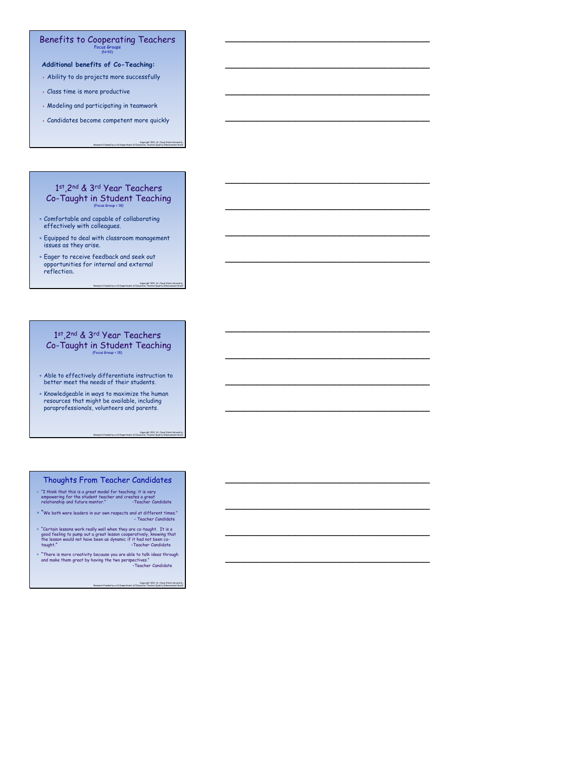## Benefits to Cooperating Teachers

Focus Groups
(N=92)

**Additional benefits of Co-Teaching:**

- Ability to do projects more successfully
- Class time is more productive
- Modeling and participating in teamwork
- Candidates become competent more quickly

Copyright 2011, St. Cloud State University
Research Funded by a US Department of Education, Teacher Quality Enhancement Grant

## 1st, 2nd & 3rd Year Teachers Co-Taught in Student Teaching

(Focus Group = 18)

- Comfortable and capable of collaborating effectively with colleagues.
- Equipped to deal with classroom management issues as they arise.
- Eager to receive feedback and seek out opportunities for internal and external reflection.

Copyright 2011, St. Cloud State University
Research Funded by a US Department of Education, Teacher Quality Enhancement Grant

## 1st, 2nd & 3rd Year Teachers Co-Taught in Student Teaching

(Focus Group = 18)

- Able to effectively differentiate instruction to better meet the needs of their students.
- Knowledgeable in ways to maximize the human resources that might be available, including paraprofessionals, volunteers and parents.

Copyright 2011, St. Cloud State University
Research Funded by a US Department of Education, Teacher Quality Enhancement Grant

## Thoughts From Teacher Candidates

- "I think that this is a great model for teaching; it is very empowering for the student teacher and creates a great relationship and future mentor." -Teacher Candidate
- "We both were leaders in our own respects and at different times." - Teacher Candidate
- "Certain lessons work really well when they are co-taught. It is a good feeling to pump out a great lesson cooperatively, knowing that the lesson would not have been as dynamic if it had not been co-taught." -Teacher Candidate
- "There is more creativity because you are able to talk ideas through and make them great by having the two perspectives." -Teacher Candidate

Copyright 2011, St. Cloud State University
Research Funded by a US Department of Education, Teacher Quality Enhancement Grant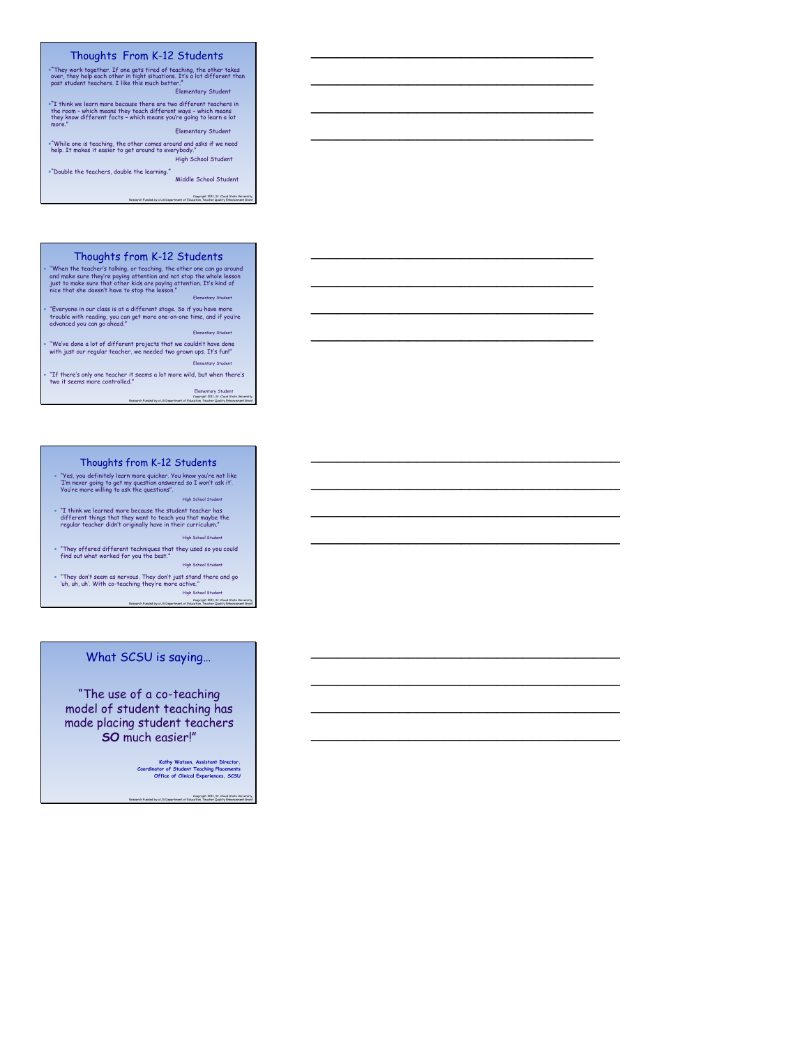## Thoughts From K-12 Students

- "They work together. If one gets tired of teaching, the other takes over, they help each other in tight situations. It's a lot different than past student teachers. I like this much better."
  Elementary Student
- "I think we learn more because there are two different teachers in the room - which means they teach different ways - which means they know different facts - which means you're going to learn a lot more."
  Elementary Student
- "While one is teaching, the other comes around and asks if we need help. It makes it easier to get around to everybody."
  High School Student
- "Double the teachers, double the learning."
  Middle School Student

Copyright 2011, St. Cloud State University,
Research Funded by a US Department of Education, Teacher Quality Enhancement Grant

## Thoughts from K-12 Students

- "When the teacher's talking, or teaching, the other one can go around and make sure they're paying attention and not stop the whole lesson just to make sure that other kids are paying attention. It's kind of nice that she doesn't have to stop the lesson."
  Elementary Student
- "Everyone in our class is at a different stage. So if you have more trouble with reading, you can get more one-on-one time, and if you're advanced you can go ahead."
  Elementary Student
- "We've done a lot of different projects that we couldn't have done with just our regular teacher, we needed two grown ups. It's fun!"
  Elementary Student
- "If there's only one teacher it seems a lot more wild, but when there's two it seems more controlled."
  Elementary Student

Copyright 2011, St. Cloud State University,
Research Funded by a US Department of Education, Teacher Quality Enhancement Grant

## Thoughts from K-12 Students

- "Yes, you definitely learn more quicker. You know you're not like 'I'm never going to get my question answered so I won't ask it'. You're more willing to ask the questions".
  High School Student
- "I think we learned more because the student teacher has different things that they want to teach you that maybe the regular teacher didn't originally have in their curriculum."
  High School Student
- "They offered different techniques that they used so you could find out what worked for you the best."
  High School Student
- "They don't seem as nervous. They don't just stand there and go 'uh, uh, uh'. With co-teaching they're more active."
  High School Student

Copyright 2011, St. Cloud State University,
Research Funded by a US Department of Education, Teacher Quality Enhancement Grant

## What SCSU is saying…

"The use of a co-teaching model of student teaching has made placing student teachers **SO** much easier!"

**Kathy Watson, Assistant Director,**
**Coordinator of Student Teaching Placements**
**Office of Clinical Experiences, SCSU**

Copyright 2011, St. Cloud State University,
Research Funded by a US Department of Education, Teacher Quality Enhancement Grant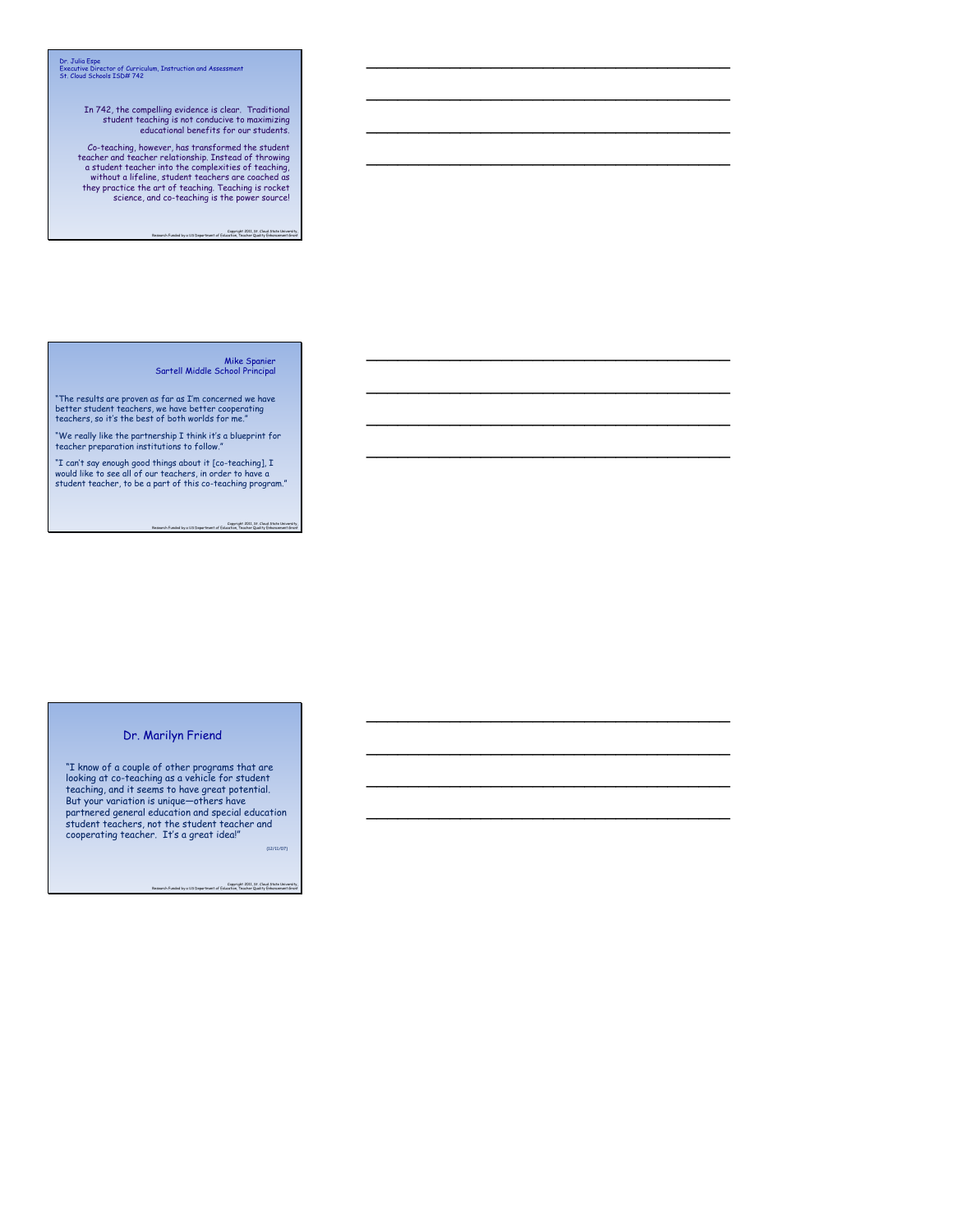Dr. Julia Espe
Executive Director of Curriculum, Instruction and Assessment
St. Cloud Schools ISD# 742

In 742, the compelling evidence is clear. Traditional student teaching is not conducive to maximizing educational benefits for our students.

Co-teaching, however, has transformed the student teacher and teacher relationship. Instead of throwing a student teacher into the complexities of teaching, without a lifeline, student teachers are coached as they practice the art of teaching. Teaching is rocket science, and co-teaching is the power source!

Copyright 2011, St. Cloud State University
Research Funded by a US Department of Education, Teacher Quality Enhancement Grant

Mike Spanier
Sartell Middle School Principal

"The results are proven as far as I'm concerned we have better student teachers, we have better cooperating teachers, so it's the best of both worlds for me."

"We really like the partnership I think it's a blueprint for teacher preparation institutions to follow."

"I can't say enough good things about it [co-teaching], I would like to see all of our teachers, in order to have a student teacher, to be a part of this co-teaching program."

Copyright 2011, St. Cloud State University
Research Funded by a US Department of Education, Teacher Quality Enhancement Grant

## Dr. Marilyn Friend

"I know of a couple of other programs that are looking at co-teaching as a vehicle for student teaching, and it seems to have great potential. But your variation is unique—others have partnered general education and special education student teachers, not the student teacher and cooperating teacher. It's a great idea!"

(12/11/07)

Copyright 2011, St. Cloud State University
Research Funded by a US Department of Education, Teacher Quality Enhancement Grant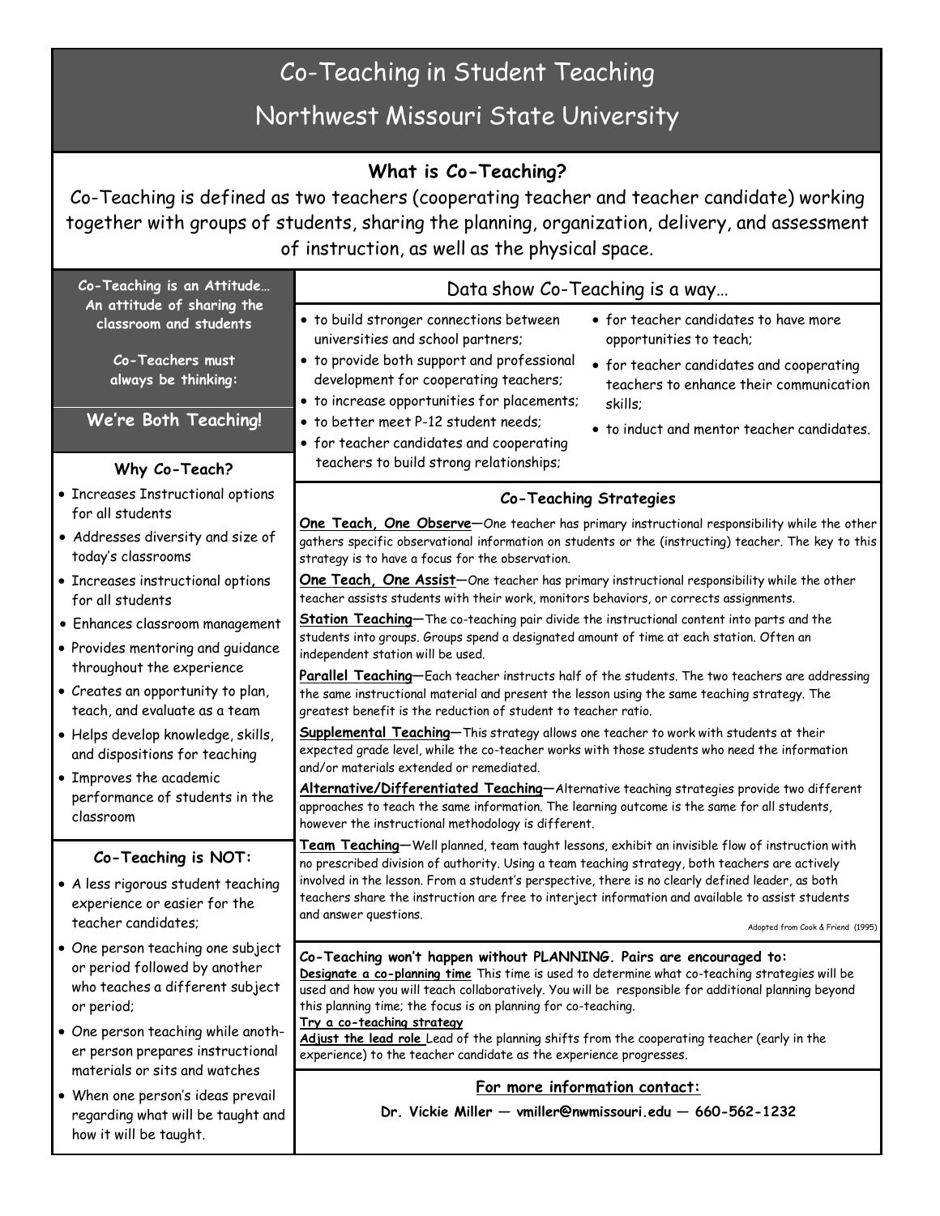# Co-Teaching in Student Teaching

## Northwest Missouri State University

### What is Co-Teaching?

Co-Teaching is defined as two teachers (cooperating teacher and teacher candidate) working together with groups of students, sharing the planning, organization, delivery, and assessment of instruction, as well as the physical space.

**Co-Teaching is an Attitude… An attitude of sharing the classroom and students**

**Co-Teachers must always be thinking:**

**We're Both Teaching!**

### Why Co-Teach?

- Increases Instructional options for all students
- Addresses diversity and size of today's classrooms
- Increases instructional options for all students
- Enhances classroom management
- Provides mentoring and guidance throughout the experience
- Creates an opportunity to plan, teach, and evaluate as a team
- Helps develop knowledge, skills, and dispositions for teaching
- Improves the academic performance of students in the classroom

### Co-Teaching is NOT:

- A less rigorous student teaching experience or easier for the teacher candidates;
- One person teaching one subject or period followed by another who teaches a different subject or period;
- One person teaching while another person prepares instructional materials or sits and watches
- When one person's ideas prevail regarding what will be taught and how it will be taught.

### Data show Co-Teaching is a way…

- to build stronger connections between universities and school partners;
- to provide both support and professional development for cooperating teachers;
- to increase opportunities for placements;
- to better meet P-12 student needs;
- for teacher candidates and cooperating teachers to build strong relationships;
- for teacher candidates to have more opportunities to teach;
- for teacher candidates and cooperating teachers to enhance their communication skills;
- to induct and mentor teacher candidates.

### Co-Teaching Strategies

**One Teach, One Observe**—One teacher has primary instructional responsibility while the other gathers specific observational information on students or the (instructing) teacher. The key to this strategy is to have a focus for the observation.

**One Teach, One Assist**—One teacher has primary instructional responsibility while the other teacher assists students with their work, monitors behaviors, or corrects assignments.

**Station Teaching**—The co-teaching pair divide the instructional content into parts and the students into groups. Groups spend a designated amount of time at each station. Often an independent station will be used.

**Parallel Teaching**—Each teacher instructs half of the students. The two teachers are addressing the same instructional material and present the lesson using the same teaching strategy. The greatest benefit is the reduction of student to teacher ratio.

**Supplemental Teaching**—This strategy allows one teacher to work with students at their expected grade level, while the co-teacher works with those students who need the information and/or materials extended or remediated.

**Alternative/Differentiated Teaching**—Alternative teaching strategies provide two different approaches to teach the same information. The learning outcome is the same for all students, however the instructional methodology is different.

**Team Teaching**—Well planned, team taught lessons, exhibit an invisible flow of instruction with no prescribed division of authority. Using a team teaching strategy, both teachers are actively involved in the lesson. From a student's perspective, there is no clearly defined leader, as both teachers share the instruction are free to interject information and available to assist students and answer questions.

Adopted from Cook & Friend (1995)

**Co-Teaching won't happen without PLANNING. Pairs are encouraged to:**

**Designate a co-planning time** This time is used to determine what co-teaching strategies will be used and how you will teach collaboratively. You will be responsible for additional planning beyond this planning time; the focus is on planning for co-teaching.

**Try a co-teaching strategy**

**Adjust the lead role** Lead of the planning shifts from the cooperating teacher (early in the experience) to the teacher candidate as the experience progresses.

### For more information contact:

**Dr. Vickie Miller — vmiller@nwmissouri.edu — 660-562-1232**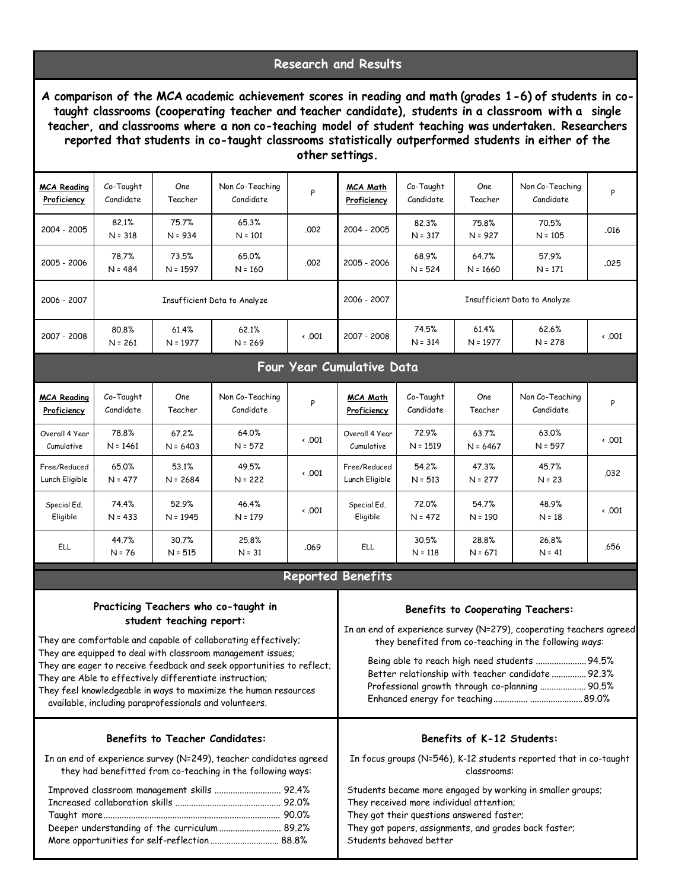## Research and Results

**A comparison of the MCA academic achievement scores in reading and math (grades 1-6) of students in co-taught classrooms (cooperating teacher and teacher candidate), students in a classroom with a single teacher, and classrooms where a non co-teaching model of student teaching was undertaken. Researchers reported that students in co-taught classrooms statistically outperformed students in either of the other settings.**

| MCA Reading Proficiency | Co-Taught Candidate | One Teacher | Non Co-Teaching Candidate | P | MCA Math Proficiency | Co-Taught Candidate | One Teacher | Non Co-Teaching Candidate | P |
|---|---|---|---|---|---|---|---|---|---|
| 2004 - 2005 | 82.1% N = 318 | 75.7% N = 934 | 65.3% N = 101 | .002 | 2004 - 2005 | 82.3% N = 317 | 75.8% N = 927 | 70.5% N = 105 | .016 |
| 2005 - 2006 | 78.7% N = 484 | 73.5% N = 1597 | 65.0% N = 160 | .002 | 2005 - 2006 | 68.9% N = 524 | 64.7% N = 1660 | 57.9% N = 171 | .025 |
| 2006 - 2007 | Insufficient Data to Analyze | | | | 2006 - 2007 | Insufficient Data to Analyze | | | |
| 2007 - 2008 | 80.8% N = 261 | 61.4% N = 1977 | 62.1% N = 269 | < .001 | 2007 - 2008 | 74.5% N = 314 | 61.4% N = 1977 | 62.6% N = 278 | < .001 |

## Four Year Cumulative Data

| MCA Reading Proficiency | Co-Taught Candidate | One Teacher | Non Co-Teaching Candidate | P | MCA Math Proficiency | Co-Taught Candidate | One Teacher | Non Co-Teaching Candidate | P |
|---|---|---|---|---|---|---|---|---|---|
| Overall 4 Year Cumulative | 78.8% N = 1461 | 67.2% N = 6403 | 64.0% N = 572 | < .001 | Overall 4 Year Cumulative | 72.9% N = 1519 | 63.7% N = 6467 | 63.0% N = 597 | < .001 |
| Free/Reduced Lunch Eligible | 65.0% N = 477 | 53.1% N = 2684 | 49.5% N = 222 | < .001 | Free/Reduced Lunch Eligible | 54.2% N = 513 | 47.3% N = 277 | 45.7% N = 23 | .032 |
| Special Ed. Eligible | 74.4% N = 433 | 52.9% N = 1945 | 46.4% N = 179 | < .001 | Special Ed. Eligible | 72.0% N = 472 | 54.7% N = 190 | 48.9% N = 18 | < .001 |
| ELL | 44.7% N = 76 | 30.7% N = 515 | 25.8% N = 31 | .069 | ELL | 30.5% N = 118 | 28.8% N = 671 | 26.8% N = 41 | .656 |

## Reported Benefits

### Practicing Teachers who co-taught in student teaching report:

They are comfortable and capable of collaborating effectively;
They are equipped to deal with classroom management issues;
They are eager to receive feedback and seek opportunities to reflect;
They are Able to effectively differentiate instruction;
They feel knowledgeable in ways to maximize the human resources available, including paraprofessionals and volunteers.

### Benefits to Cooperating Teachers:

In an end of experience survey (N=279), cooperating teachers agreed they benefited from co-teaching in the following ways:

- Being able to reach high need students ...................... 94.5%
- Better relationship with teacher candidate ............... 92.3%
- Professional growth through co-planning .................... 90.5%
- Enhanced energy for teaching............... ....................... 89.0%

### Benefits to Teacher Candidates:

In an end of experience survey (N=249), teacher candidates agreed they had benefitted from co-teaching in the following ways:

- Improved classroom management skills ............................ 92.4%
- Increased collaboration skills ............................................ 92.0%
- Taught more........................................................................... 90.0%
- Deeper understanding of the curriculum .......................... 89.2%
- More opportunities for self-reflection ............................. 88.8%

### Benefits of K-12 Students:

In focus groups (N=546), K-12 students reported that in co-taught classrooms:

Students became more engaged by working in smaller groups;
They received more individual attention;
They got their questions answered faster;
They got papers, assignments, and grades back faster;
Students behaved better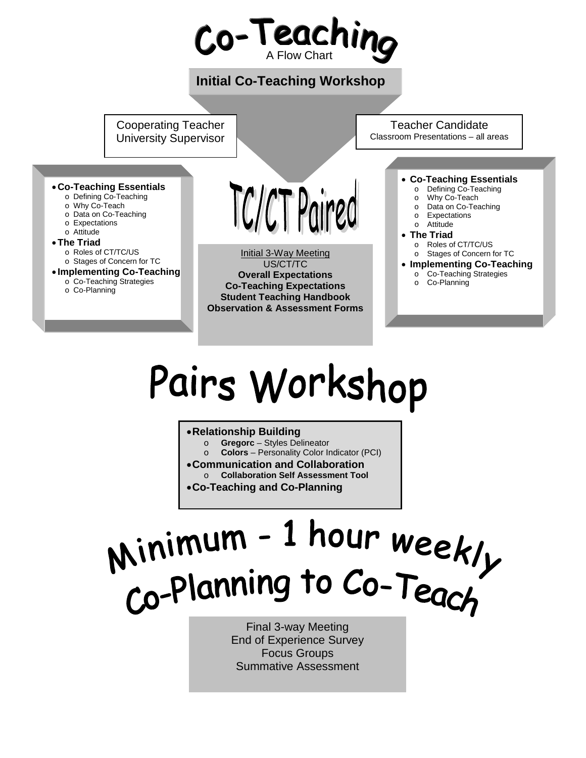# Co-Teaching

A Flow Chart

## Initial Co-Teaching Workshop

Cooperating Teacher
University Supervisor

Teacher Candidate
Classroom Presentations – all areas

- **Co-Teaching Essentials**
  - Defining Co-Teaching
  - Why Co-Teach
  - Data on Co-Teaching
  - Expectations
  - Attitude
- **The Triad**
  - Roles of CT/TC/US
  - Stages of Concern for TC
- **Implementing Co-Teaching**
  - Co-Teaching Strategies
  - Co-Planning

- **Co-Teaching Essentials**
  - Defining Co-Teaching
  - Why Co-Teach
  - Data on Co-Teaching
  - Expectations
  - Attitude
- **The Triad**
  - Roles of CT/TC/US
  - Stages of Concern for TC
- **Implementing Co-Teaching**
  - Co-Teaching Strategies
  - Co-Planning

## TC/CT Paired

Initial 3-Way Meeting
US/CT/TC
**Overall Expectations**
**Co-Teaching Expectations**
**Student Teaching Handbook**
**Observation & Assessment Forms**

## Pairs Workshop

- **Relationship Building**
  - **Gregorc** – Styles Delineator
  - **Colors** – Personality Color Indicator (PCI)
- **Communication and Collaboration**
  - **Collaboration Self Assessment Tool**
- **Co-Teaching and Co-Planning**

## Minimum - 1 hour weekly Co-Planning to Co-Teach

Final 3-way Meeting
End of Experience Survey
Focus Groups
Summative Assessment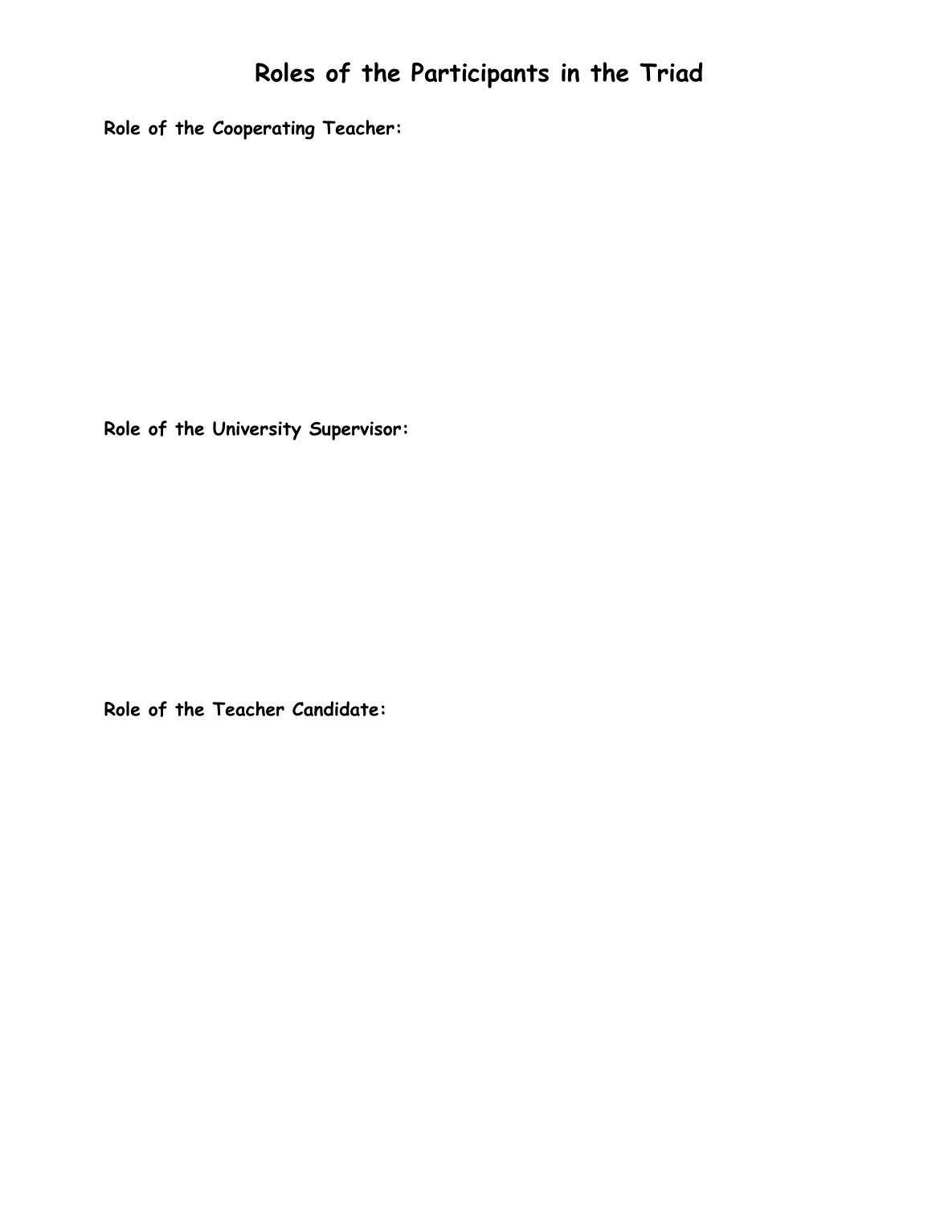# Roles of the Participants in the Triad

**Role of the Cooperating Teacher:**

**Role of the University Supervisor:**

**Role of the Teacher Candidate:**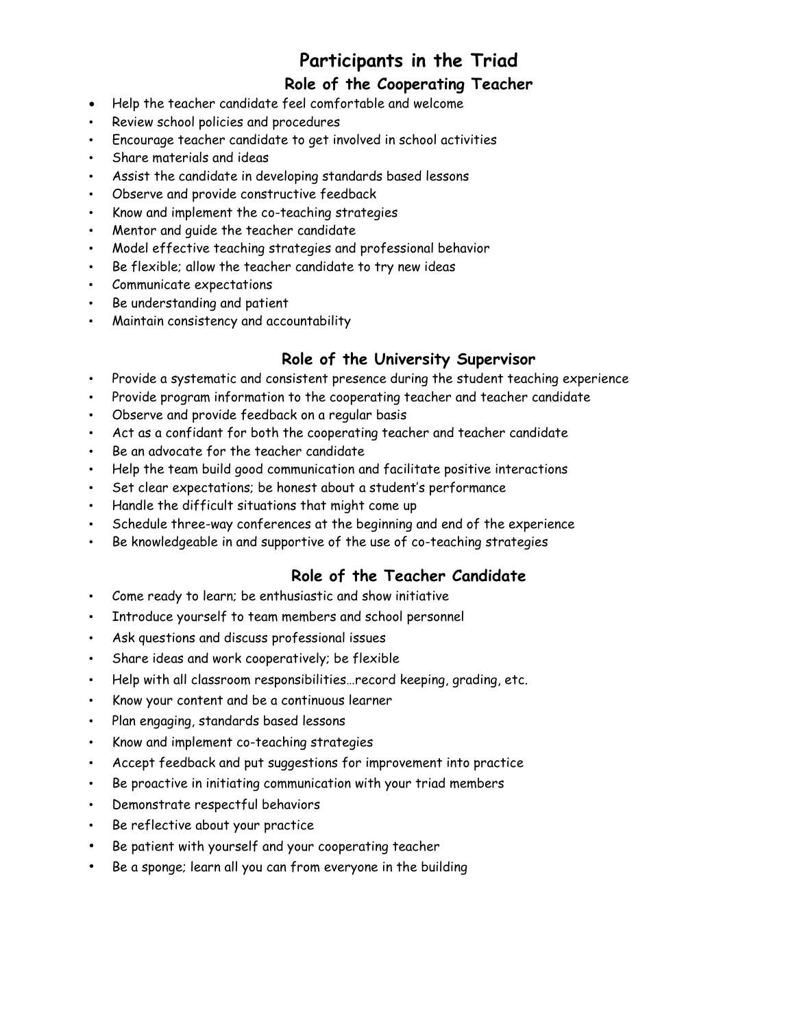# Participants in the Triad

## Role of the Cooperating Teacher

- Help the teacher candidate feel comfortable and welcome
- Review school policies and procedures
- Encourage teacher candidate to get involved in school activities
- Share materials and ideas
- Assist the candidate in developing standards based lessons
- Observe and provide constructive feedback
- Know and implement the co-teaching strategies
- Mentor and guide the teacher candidate
- Model effective teaching strategies and professional behavior
- Be flexible; allow the teacher candidate to try new ideas
- Communicate expectations
- Be understanding and patient
- Maintain consistency and accountability

## Role of the University Supervisor

- Provide a systematic and consistent presence during the student teaching experience
- Provide program information to the cooperating teacher and teacher candidate
- Observe and provide feedback on a regular basis
- Act as a confidant for both the cooperating teacher and teacher candidate
- Be an advocate for the teacher candidate
- Help the team build good communication and facilitate positive interactions
- Set clear expectations; be honest about a student's performance
- Handle the difficult situations that might come up
- Schedule three-way conferences at the beginning and end of the experience
- Be knowledgeable in and supportive of the use of co-teaching strategies

## Role of the Teacher Candidate

- Come ready to learn; be enthusiastic and show initiative
- Introduce yourself to team members and school personnel
- Ask questions and discuss professional issues
- Share ideas and work cooperatively; be flexible
- Help with all classroom responsibilities…record keeping, grading, etc.
- Know your content and be a continuous learner
- Plan engaging, standards based lessons
- Know and implement co-teaching strategies
- Accept feedback and put suggestions for improvement into practice
- Be proactive in initiating communication with your triad members
- Demonstrate respectful behaviors
- Be reflective about your practice
- Be patient with yourself and your cooperating teacher
- Be a sponge; learn all you can from everyone in the building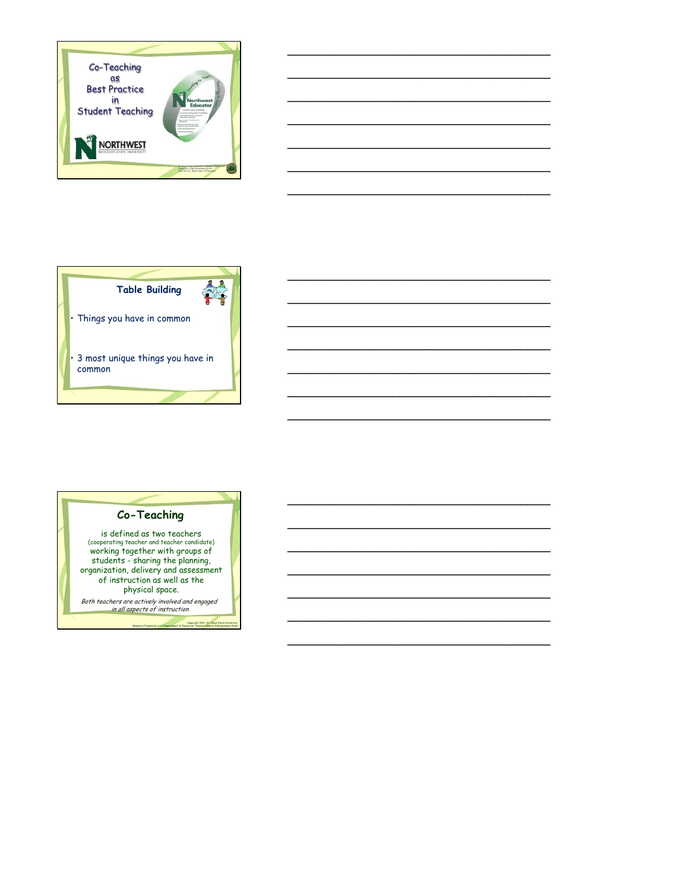Co-Teaching
as
Best Practice
in
Student Teaching

NORTHWEST
MISSOURI STATE UNIVERSITY

Northwest Educator

## Table Building

- Things you have in common
- 3 most unique things you have in common

## Co-Teaching

is defined as two teachers (cooperating teacher and teacher candidate) working together with groups of students - sharing the planning, organization, delivery and assessment of instruction as well as the physical space.

*Both teachers are actively involved and engaged in all aspects of instruction*

Copyright 2011, St. Cloud State University, Research Funded by a US Department of Education, Teacher Quality Enhancement Grant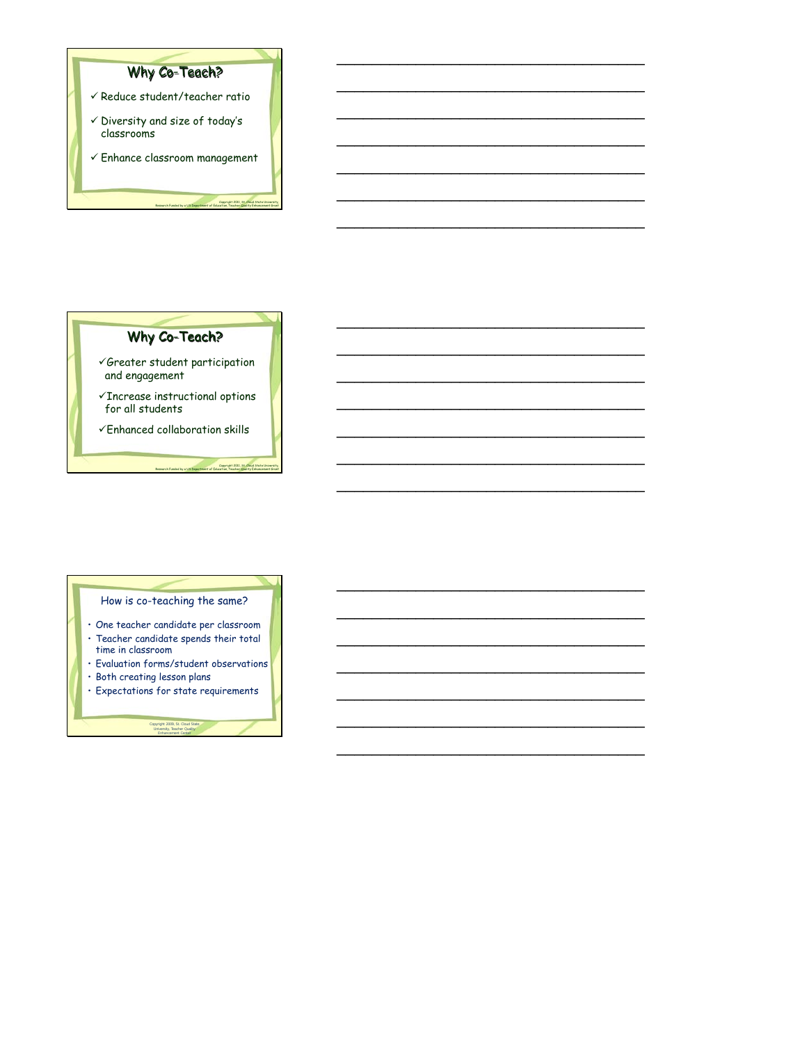## Why Co-Teach?

- ✓ Reduce student/teacher ratio
- ✓ Diversity and size of today's classrooms
- ✓ Enhance classroom management

Copyright 2011, St. Cloud State University, Research Funded by a US Department of Education, Teacher Quality Enhancement Grant

## Why Co-Teach?

- ✓ Greater student participation and engagement
- ✓ Increase instructional options for all students
- ✓ Enhanced collaboration skills

Copyright 2011, St. Cloud State University, Research Funded by a US Department of Education, Teacher Quality Enhancement Grant

## How is co-teaching the same?

- One teacher candidate per classroom
- Teacher candidate spends their total time in classroom
- Evaluation forms/student observations
- Both creating lesson plans
- Expectations for state requirements

Copyright 2009, St. Cloud State University, Teacher Quality Enhancement Center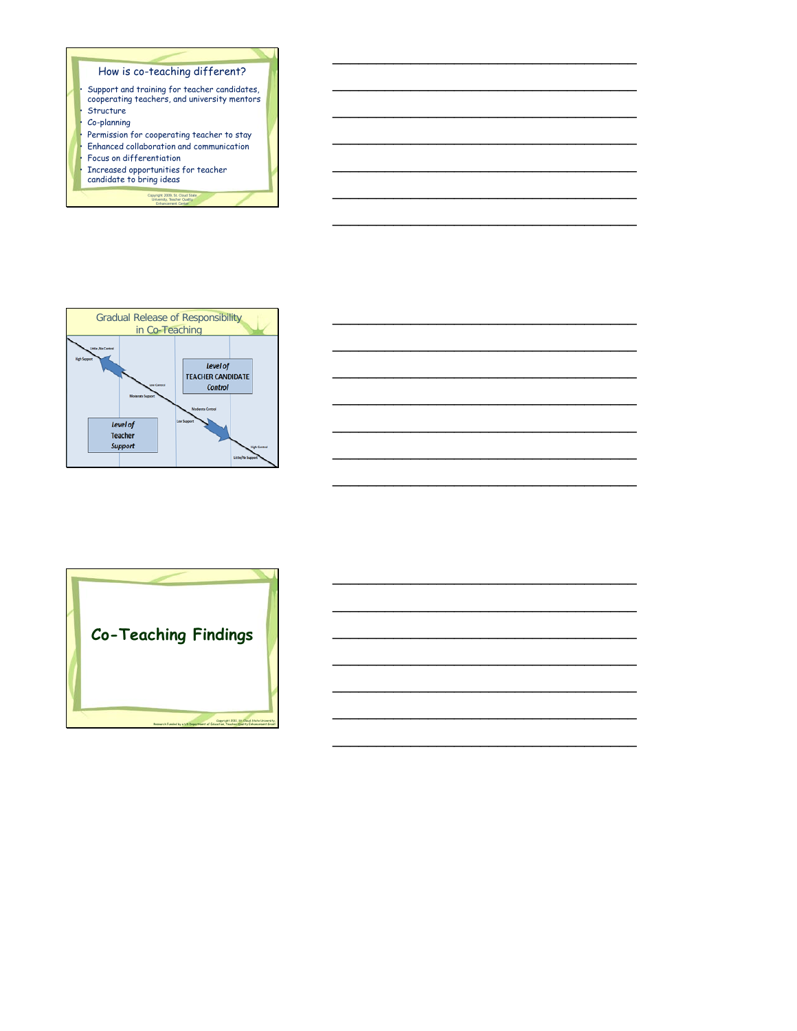## How is co-teaching different?

- Support and training for teacher candidates, cooperating teachers, and university mentors
- Structure
- Co-planning
- Permission for cooperating teacher to stay
- Enhanced collaboration and communication
- Focus on differentiation
- Increased opportunities for teacher candidate to bring ideas

Copyright 2009, St. Cloud State University, Teacher Quality Enhancement Center

## Gradual Release of Responsibility in Co-Teaching

Little/No Control

High Support

Low Control

Moderate Support

Level of TEACHER CANDIDATE Control

Moderate Control

Low Support

Level of Teacher Support

High Control

Little/No Support

# Co-Teaching Findings

Copyright 2011, St. Cloud State University, Research Funded by a US Department of Education, Teacher Quality Enhancement Grant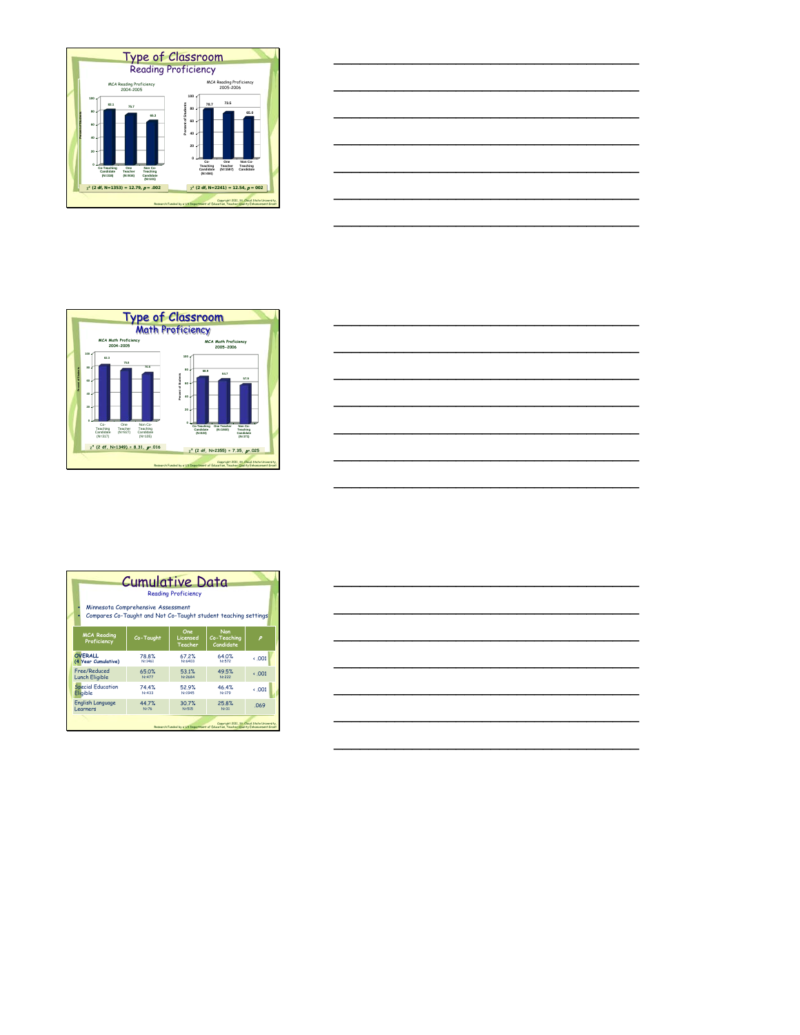# Type of Classroom
## Reading Proficiency

**MCA Reading Proficiency 2004-2005**

| | Co-Teaching Candidate (N=318) | One Teacher (N=934) | Non Co-Teaching Candidate (N=101) |
|---|---|---|---|
| Percent of Students | 82.1 | 75.7 | 65.3 |

$\chi^2$ (2 df, N=1353) = 12.79, $p$ = .002

**MCA Reading Proficiency 2005-2006**

| | Co-Teaching Candidate (N=484) | One Teacher (N=1587) | Non Co-Teaching Candidate |
|---|---|---|---|
| Percent of Students | 78.7 | 73.5 | 65.0 |

$\chi^2$ (2 df, N=2241) = 12.54, $p$ = .002

Copyright 2011, St. Cloud State University,
Research Funded by a US Department of Education, Teacher Quality Enhancement Grant

# Type of Classroom
## Math Proficiency

**MCA Math Proficiency 2004-2005**

| | Co-Teaching Candidate (N=317) | One Teacher (N=927) | Non Co-Teaching Candidate (N=105) |
|---|---|---|---|
| Percent of Students | 82.3 | 75.6 | 70.5 |

$\chi^2$ (2 df, N=1349) = 8.31, $p$= .016

**MCA Math Proficiency 2005-2006**

| | Co-Teaching Candidate (N=520) | One Teacher (N=1660) | Non Co-Teaching Candidate (N=175) |
|---|---|---|---|
| Percent of Students | 68.8 | 64.7 | 57.9 |

$\chi^2$ (2 df, N=2355) = 7.35, $p$= .025

Copyright 2011, St. Cloud State University,
Research Funded by a US Department of Education, Teacher Quality Enhancement Grant

# Cumulative Data
## Reading Proficiency

- *Minnesota Comprehensive Assessment*
- *Compares Co-Taught and Not Co-Taught student teaching settings*

| MCA Reading Proficiency | Co-Taught | One Licensed Teacher | Non Co-Teaching Candidate | P |
|---|---|---|---|---|
| **OVERALL (4 Year Cumulative)** | 78.8% N:1461 | 67.2% N:6403 | 64.0% N:572 | < .001 |
| Free/Reduced Lunch Eligible | 65.0% N:477 | 53.1% N:2684 | 49.5% N:222 | < .001 |
| Special Education Eligible | 74.4% N:433 | 52.9% N:1945 | 46.4% N:179 | < .001 |
| English Language Learners | 44.7% N:76 | 30.7% N:515 | 25.8% N:31 | .069 |

Copyright 2011, St. Cloud State University,
Research Funded by a US Department of Education, Teacher Quality Enhancement Grant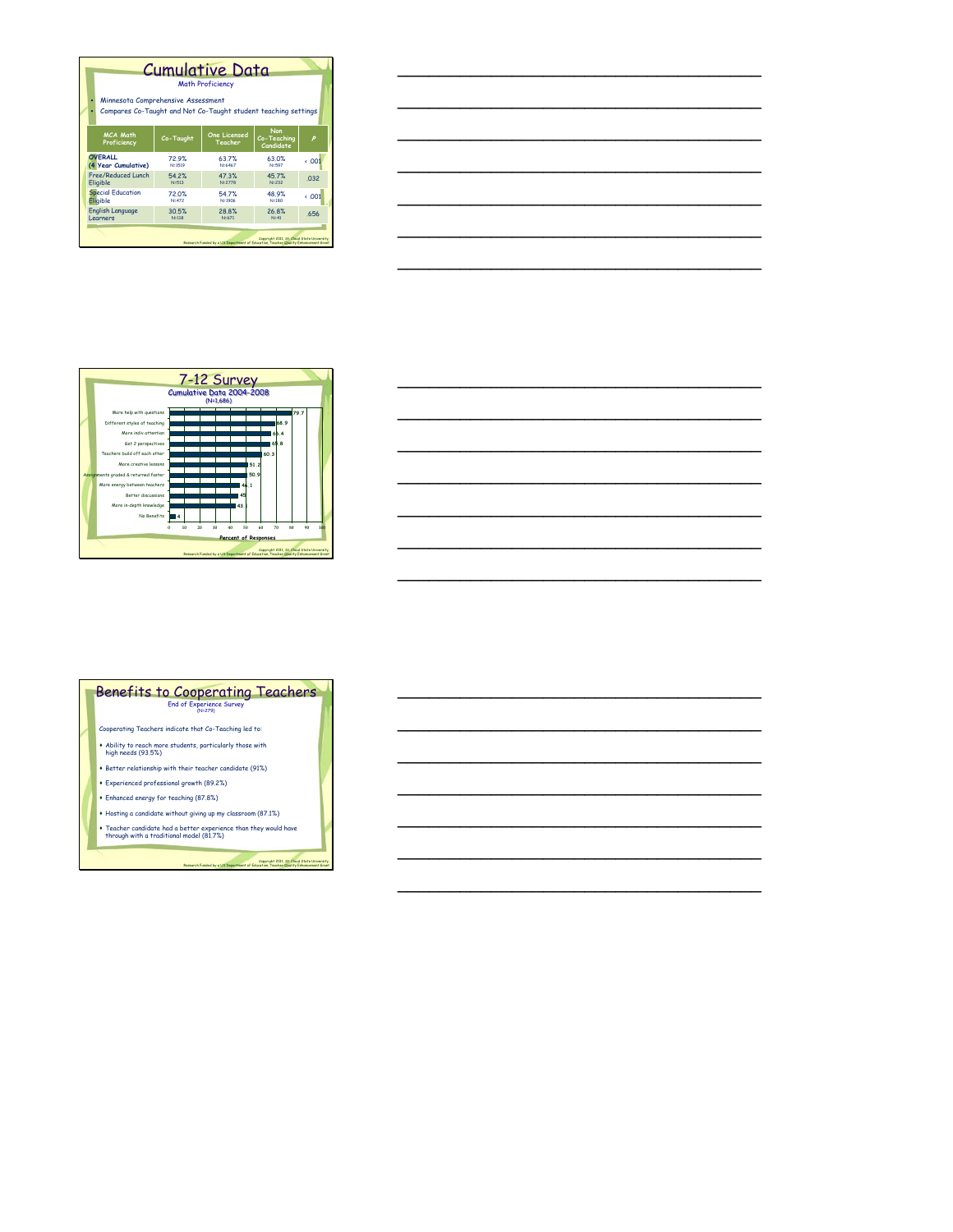# Cumulative Data

Math Proficiency

- Minnesota Comprehensive Assessment
- Compares Co-Taught and Not Co-Taught student teaching settings

| MCA Math Proficiency | Co-Taught | One Licensed Teacher | Non Co-Teaching Candidate | P |
|---|---|---|---|---|
| OVERALL (4 Year Cumulative) | 72.9% N:3519 | 63.7% N:6467 | 63.0% N:597 | < .001 |
| Free/Reduced Lunch Eligible | 54.2% N:513 | 47.3% N:2778 | 45.7% N:232 | .032 |
| Special Education Eligible | 72.0% N:472 | 54.7% N:1906 | 48.9% N:180 | < .001 |
| English Language Learners | 30.5% N:118 | 28.8% N:671 | 26.8% N:41 | .656 |

Copyright 2011, St. Cloud State University, Research Funded by a US Department of Education, Teacher Quality Enhancement Grant

# 7-12 Survey

Cumulative Data 2004-2008 (N=1,686)

| Benefit | Percent of Responses |
|---|---|
| More help with questions | 79.7 |
| Different styles of teaching | 68.9 |
| More indiv attention | 66.4 |
| Get 2 perspectives | 65.8 |
| Teachers build off each other | 60.3 |
| More creative lessons | 51.2 |
| Assignments graded & returned faster | 50.9 |
| More energy between teachers | 46.1 |
| Better discussions | 45 |
| More in-depth knowledge | 43.1 |
| No Benefits | 4 |

Copyright 2011, St. Cloud State University, Research Funded by a US Department of Education, Teacher Quality Enhancement Grant

# Benefits to Cooperating Teachers

End of Experience Survey (N=279)

Cooperating Teachers indicate that Co-Teaching led to:

- Ability to reach more students, particularly those with high needs (93.5%)
- Better relationship with their teacher candidate (91%)
- Experienced professional growth (89.2%)
- Enhanced energy for teaching (87.8%)
- Hosting a candidate without giving up my classroom (87.1%)
- Teacher candidate had a better experience than they would have through with a traditional model (81.7%)

Copyright 2011, St. Cloud State University, Research Funded by a US Department of Education, Teacher Quality Enhancement Grant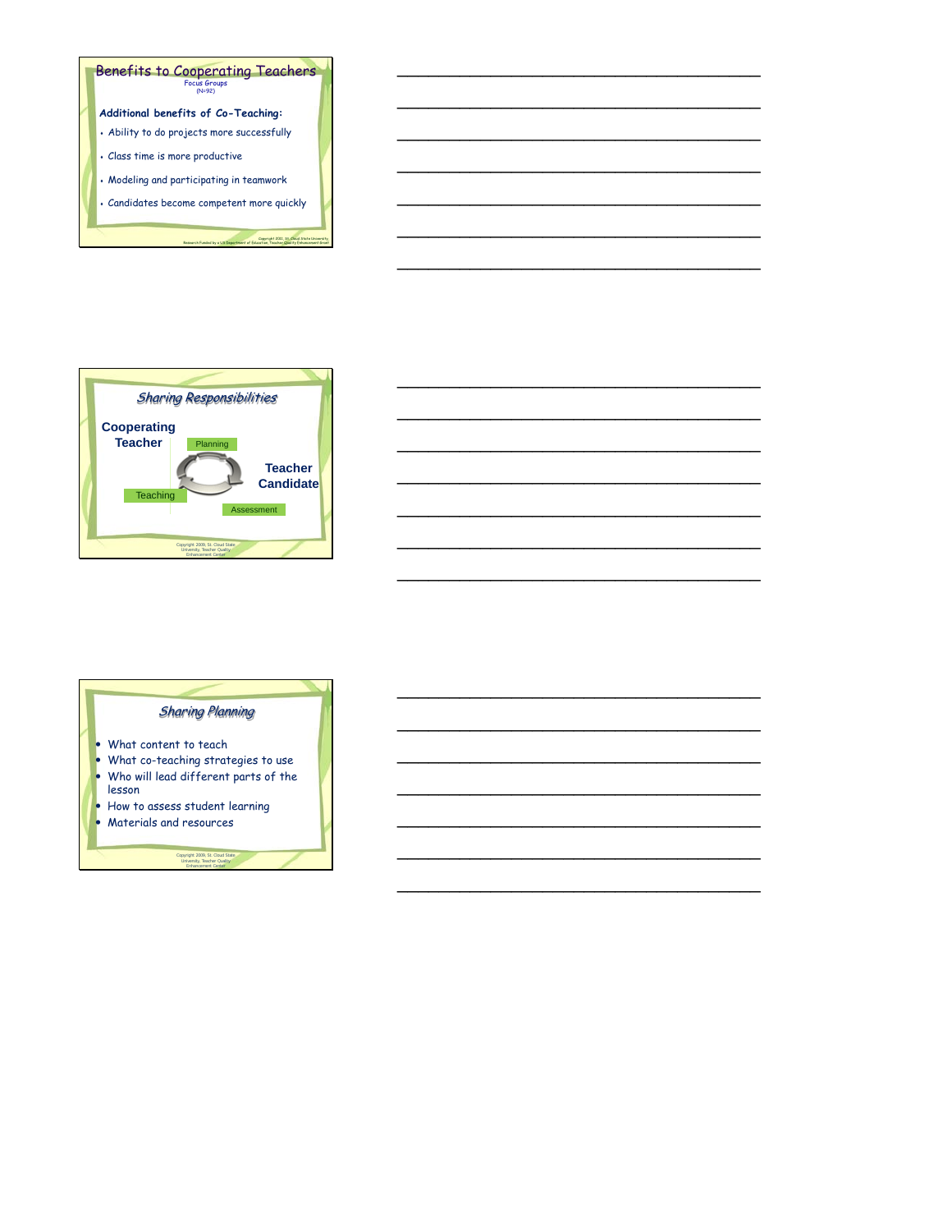## Benefits to Cooperating Teachers

Focus Groups
(N=92)

**Additional benefits of Co-Teaching:**

- Ability to do projects more successfully
- Class time is more productive
- Modeling and participating in teamwork
- Candidates become competent more quickly

Copyright 2011, St. Cloud State University, Research Funded by a US Department of Education, Teacher Quality Enhancement Grant

## *Sharing Responsibilities*

**Cooperating Teacher**

Planning

Teaching

Assessment

**Teacher Candidate**

Copyright 2009, St. Cloud State University, Teacher Quality Enhancement Center

## *Sharing Planning*

- What content to teach
- What co-teaching strategies to use
- Who will lead different parts of the lesson
- How to assess student learning
- Materials and resources

Copyright 2009, St. Cloud State University, Teacher Quality Enhancement Center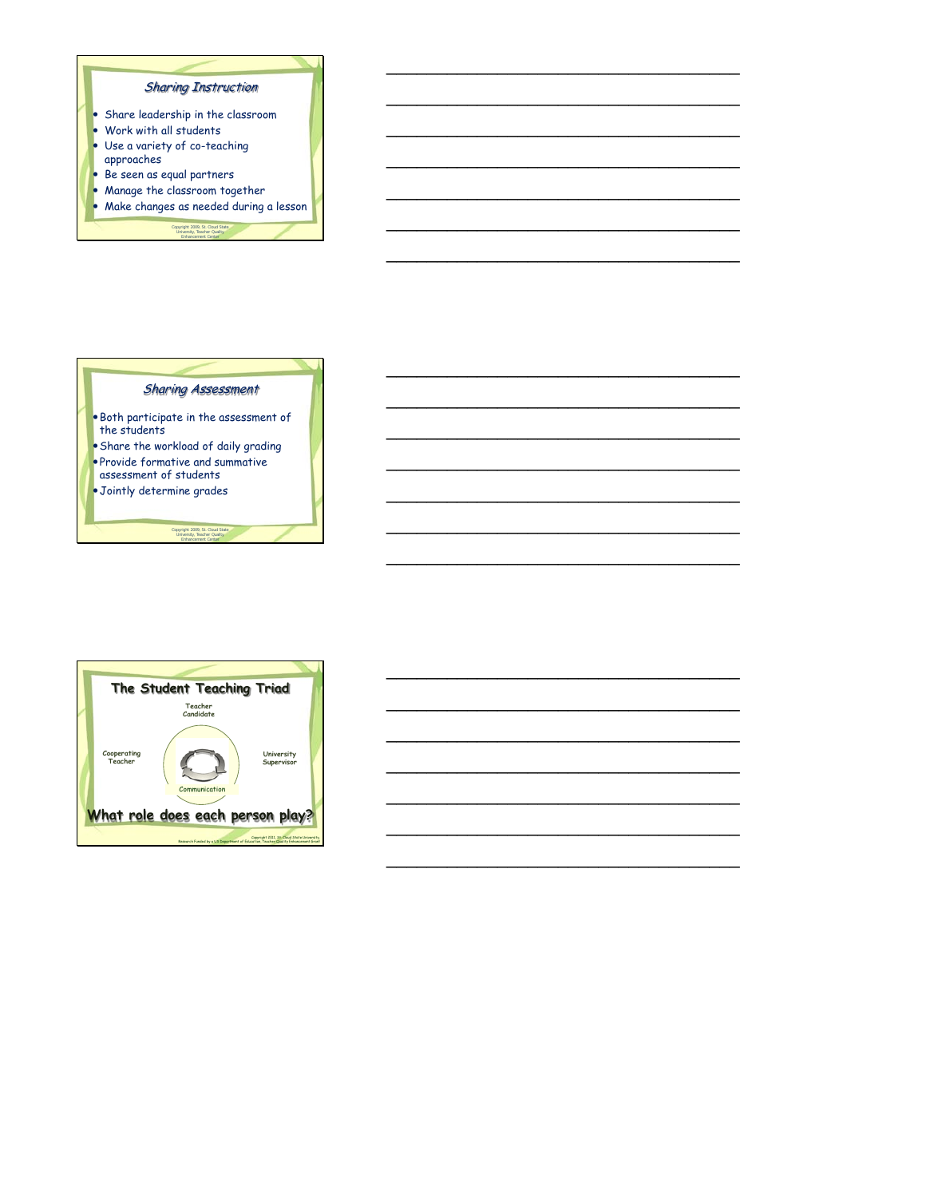## Sharing Instruction

- Share leadership in the classroom
- Work with all students
- Use a variety of co-teaching approaches
- Be seen as equal partners
- Manage the classroom together
- Make changes as needed during a lesson

Copyright 2009, St. Cloud State University, Teacher Quality Enhancement Center

## Sharing Assessment

- Both participate in the assessment of the students
- Share the workload of daily grading
- Provide formative and summative assessment of students
- Jointly determine grades

Copyright 2009, St. Cloud State University, Teacher Quality Enhancement Center

## The Student Teaching Triad

Teacher Candidate

Cooperating Teacher

University Supervisor

Communication

**What role does each person play?**

Copyright 2011, St. Cloud State University, Research Funded by a US Department of Education, Teacher Quality Enhancement Grant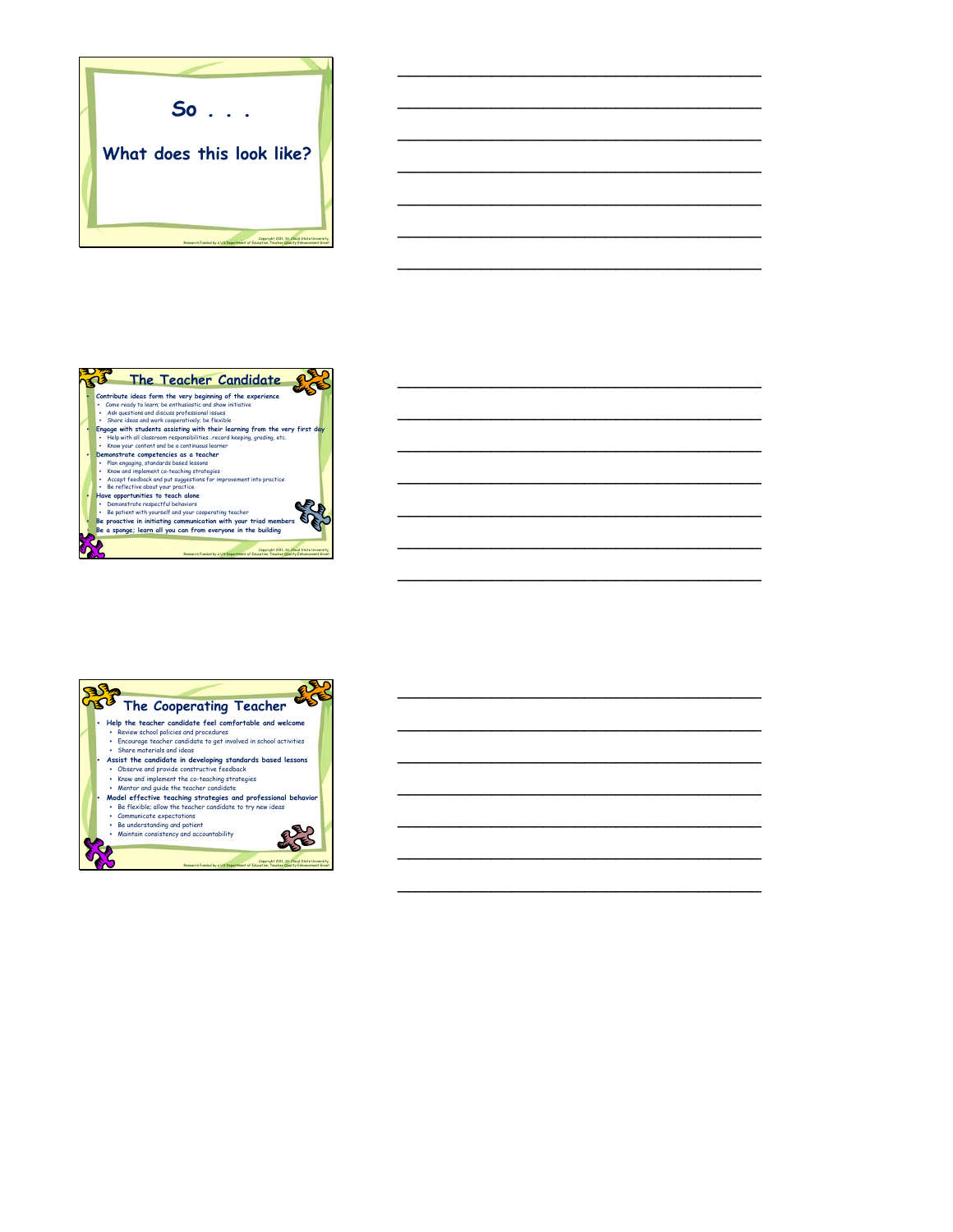# So . . .

## What does this look like?

## The Teacher Candidate

- **Contribute ideas form the very beginning of the experience**
  - Come ready to learn; be enthusiastic and show initiative
  - Ask questions and discuss professional issues
  - Share ideas and work cooperatively; be flexible
- **Engage with students assisting with their learning from the very first day**
  - Help with all classroom responsibilities…record keeping, grading, etc.
  - Know your content and be a continuous learner
- **Demonstrate competencies as a teacher**
  - Plan engaging, standards based lessons
  - Know and implement co-teaching strategies
  - Accept feedback and put suggestions for improvement into practice
  - Be reflective about your practice
- **Have opportunities to teach alone**
  - Demonstrate respectful behaviors
  - Be patient with yourself and your cooperating teacher
- **Be proactive in initiating communication with your triad members**
- **Be a sponge; learn all you can from everyone in the building**

## The Cooperating Teacher

- **Help the teacher candidate feel comfortable and welcome**
  - Review school policies and procedures
  - Encourage teacher candidate to get involved in school activities
  - Share materials and ideas
- **Assist the candidate in developing standards based lessons**
  - Observe and provide constructive feedback
  - Know and implement the co-teaching strategies
  - Mentor and guide the teacher candidate
- **Model effective teaching strategies and professional behavior**
  - Be flexible; allow the teacher candidate to try new ideas
  - Communicate expectations
  - Be understanding and patient
  - Maintain consistency and accountability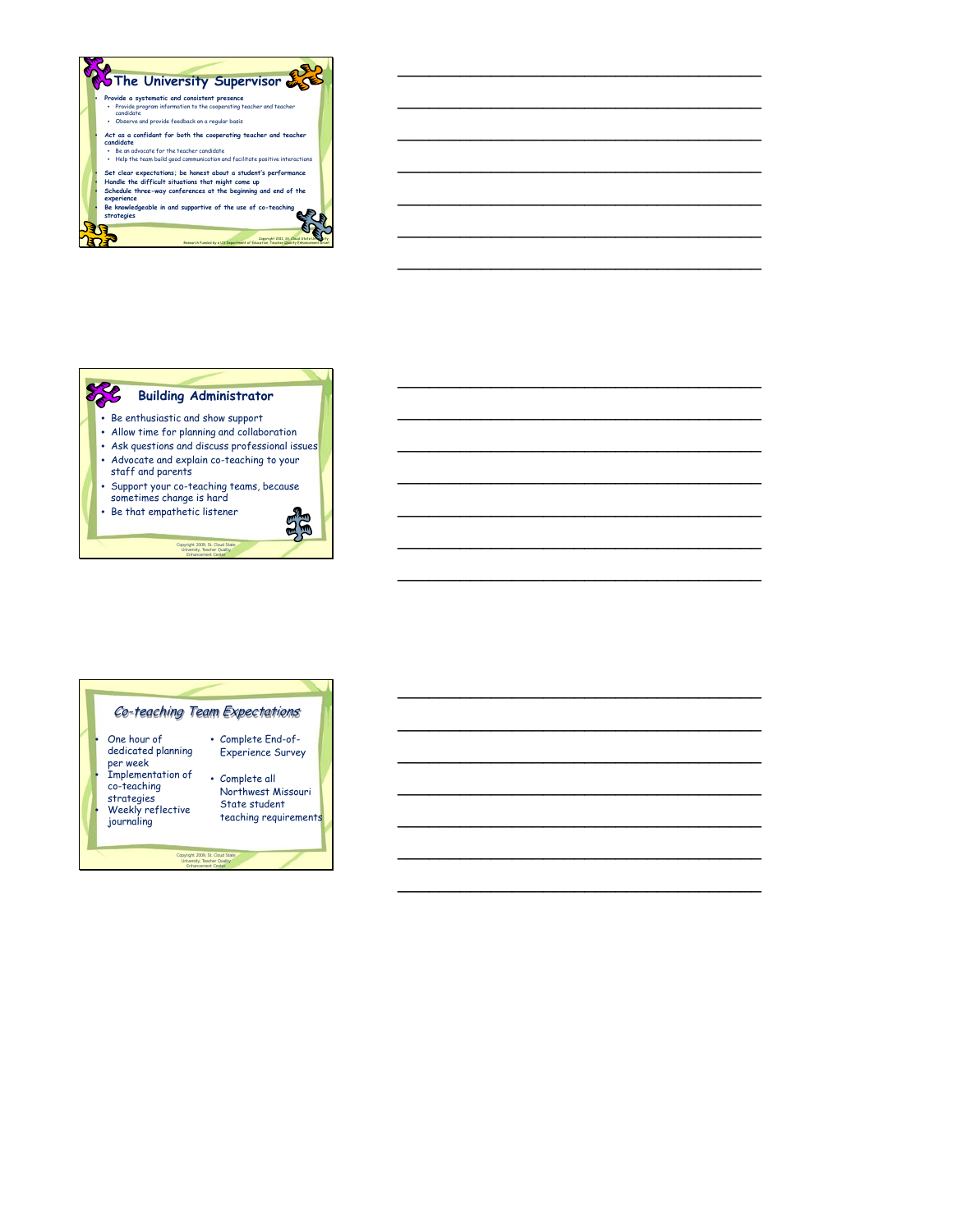## The University Supervisor

- Provide a systematic and consistent presence
  - Provide program information to the cooperating teacher and teacher candidate
  - Observe and provide feedback on a regular basis
- Act as a confidant for both the cooperating teacher and teacher candidate
  - Be an advocate for the teacher candidate
  - Help the team build good communication and facilitate positive interactions
- Set clear expectations; be honest about a student's performance
- Handle the difficult situations that might come up
- Schedule three-way conferences at the beginning and end of the experience
- Be knowledgeable in and supportive of the use of co-teaching strategies

Copyright 2011, St. Cloud State University
Research Funded by a US Department of Education, Teacher Quality Enhancement Grant

## Building Administrator

- Be enthusiastic and show support
- Allow time for planning and collaboration
- Ask questions and discuss professional issues
- Advocate and explain co-teaching to your staff and parents
- Support your co-teaching teams, because sometimes change is hard
- Be that empathetic listener

Copyright 2009, St. Cloud State University, Teacher Quality Enhancement Center

## Co-teaching Team Expectations

- One hour of dedicated planning per week
- Implementation of co-teaching strategies
- Weekly reflective journaling
- Complete End-of-Experience Survey
- Complete all Northwest Missouri State student teaching requirements

Copyright 2009, St. Cloud State University, Teacher Quality Enhancement Center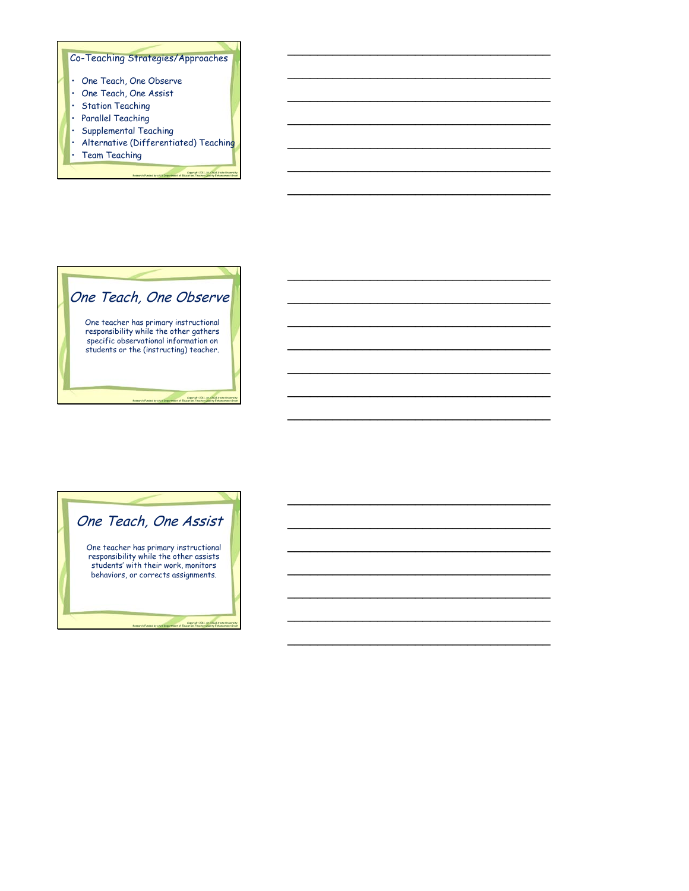## Co-Teaching Strategies/Approaches

- One Teach, One Observe
- One Teach, One Assist
- Station Teaching
- Parallel Teaching
- Supplemental Teaching
- Alternative (Differentiated) Teaching
- Team Teaching

Copyright 2011, St. Cloud State University, Research Funded by a US Department of Education, Teacher Quality Enhancement Grant

## *One Teach, One Observe*

One teacher has primary instructional responsibility while the other gathers specific observational information on students or the (instructing) teacher.

Copyright 2011, St. Cloud State University, Research Funded by a US Department of Education, Teacher Quality Enhancement Grant

## *One Teach, One Assist*

One teacher has primary instructional responsibility while the other assists students' with their work, monitors behaviors, or corrects assignments.

Copyright 2011, St. Cloud State University, Research Funded by a US Department of Education, Teacher Quality Enhancement Grant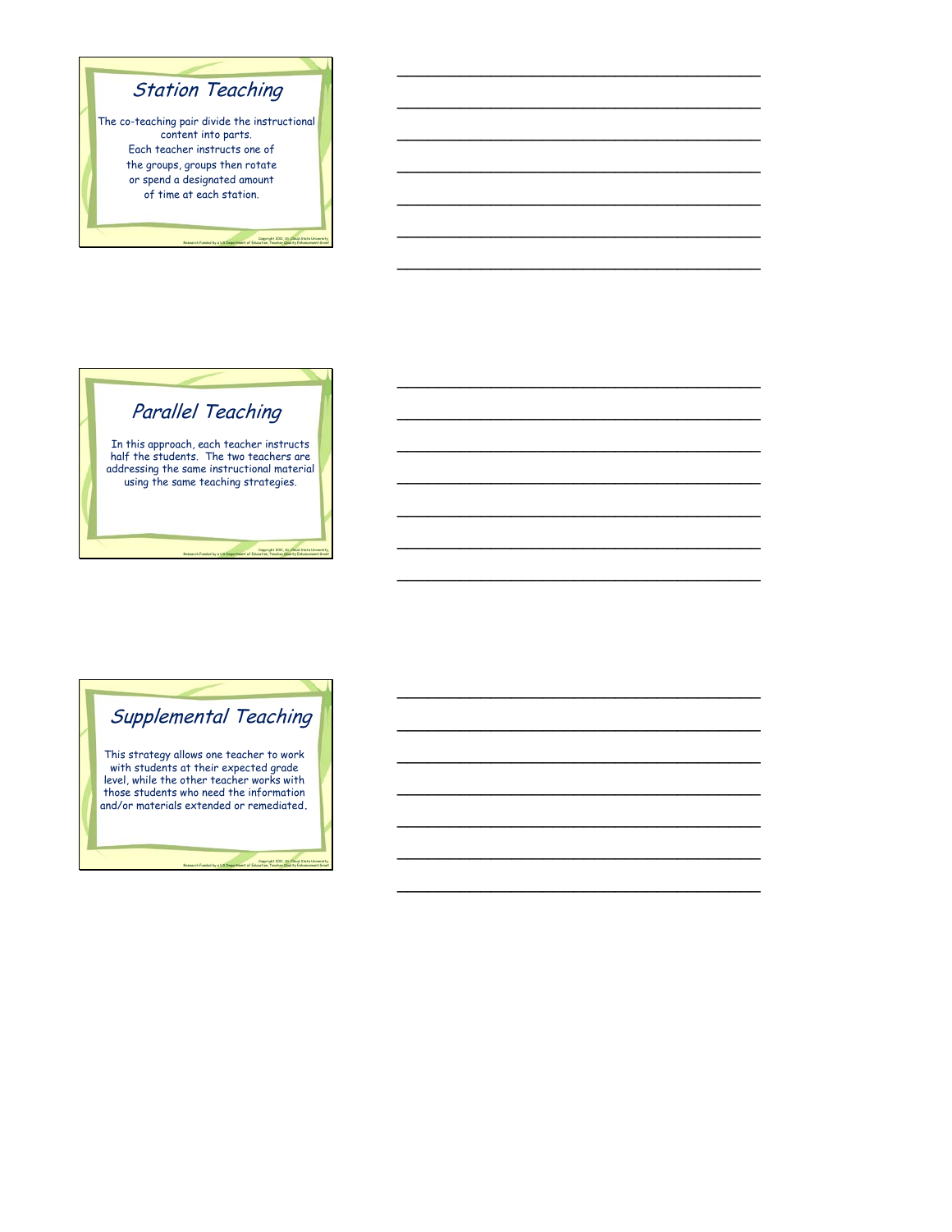## Station Teaching

The co-teaching pair divide the instructional content into parts.
Each teacher instructs one of the groups, groups then rotate or spend a designated amount of time at each station.

Copyright 2011, St. Cloud State University, Research Funded by a US Department of Education, Teacher Quality Enhancement Grant

## Parallel Teaching

In this approach, each teacher instructs half the students. The two teachers are addressing the same instructional material using the same teaching strategies.

Copyright 2011, St. Cloud State University, Research Funded by a US Department of Education, Teacher Quality Enhancement Grant

## Supplemental Teaching

This strategy allows one teacher to work with students at their expected grade level, while the other teacher works with those students who need the information and/or materials extended or remediated.

Copyright 2011, St. Cloud State University, Research Funded by a US Department of Education, Teacher Quality Enhancement Grant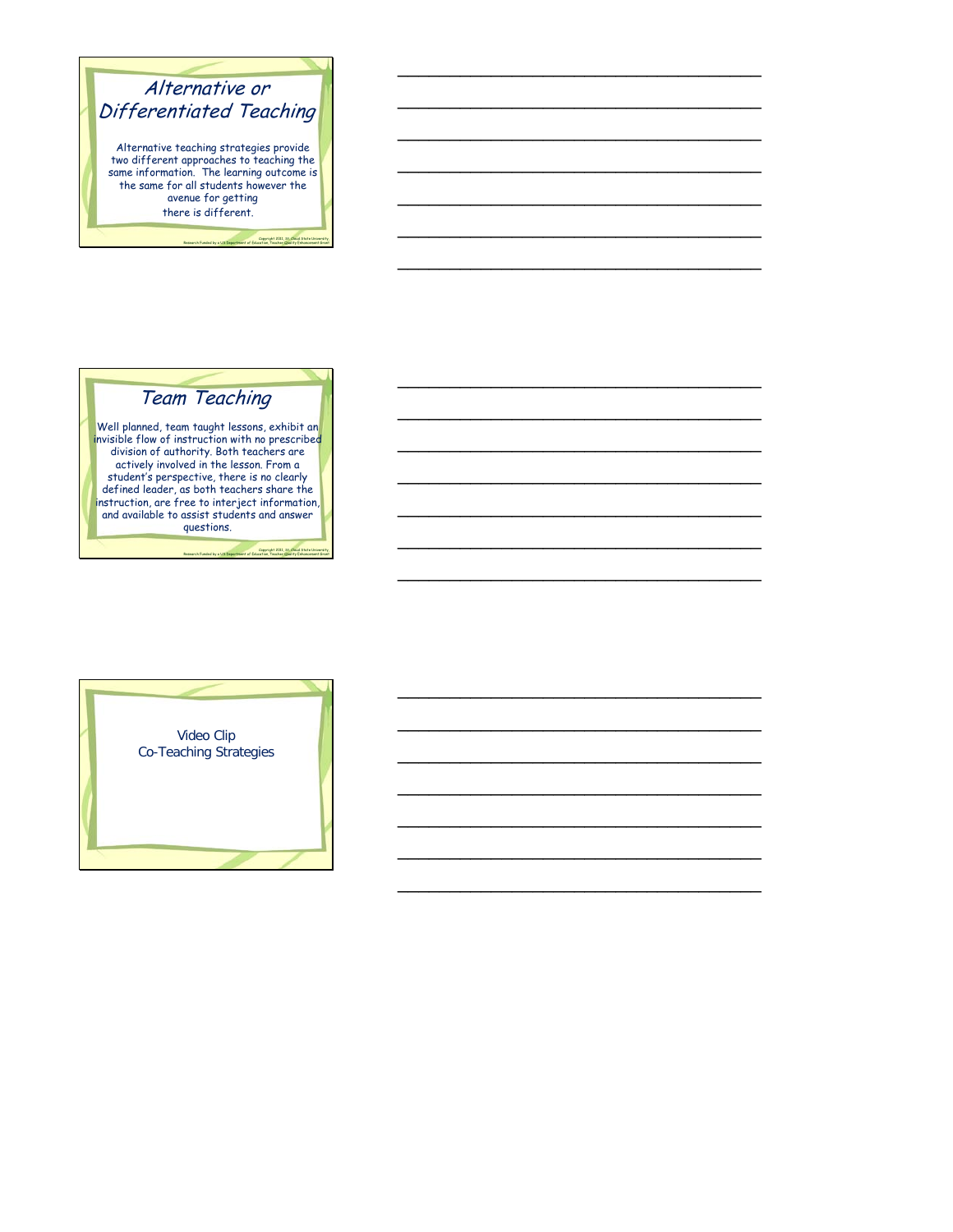## Alternative or Differentiated Teaching

Alternative teaching strategies provide two different approaches to teaching the same information. The learning outcome is the same for all students however the avenue for getting there is different.

Copyright 2011, St. Cloud State University, Research Funded by a US Department of Education, Teacher Quality Enhancement Grant

## Team Teaching

Well planned, team taught lessons, exhibit an invisible flow of instruction with no prescribed division of authority. Both teachers are actively involved in the lesson. From a student's perspective, there is no clearly defined leader, as both teachers share the instruction, are free to interject information, and available to assist students and answer questions.

Copyright 2011, St. Cloud State University, Research Funded by a US Department of Education, Teacher Quality Enhancement Grant

Video Clip
Co-Teaching Strategies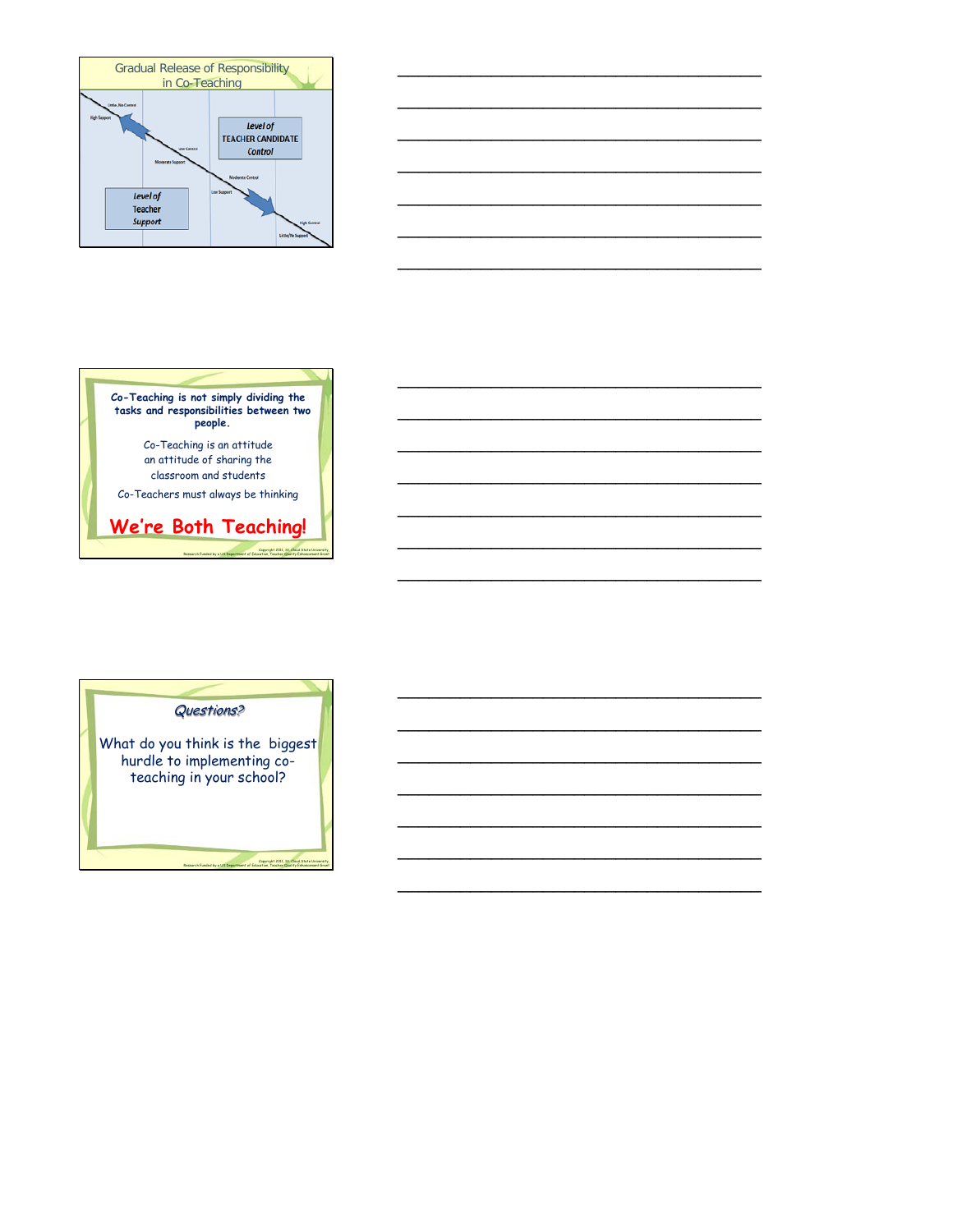## Gradual Release of Responsibility in Co-Teaching

Little /No Control

High Support

Low Control

Moderate Support

Level of TEACHER CANDIDATE Control

Moderate Control

Low Support

Level of Teacher Support

High Control

Little/No Support

---

**Co-Teaching is not simply dividing the tasks and responsibilities between two people.**

Co-Teaching is an attitude
an attitude of sharing the
classroom and students

Co-Teachers must always be thinking

**We're Both Teaching!**

Copyright 2011, St. Cloud State University, Research Funded by a US Department of Education, Teacher Quality Enhancement Grant

---

*Questions?*

What do you think is the biggest hurdle to implementing co-teaching in your school?

Copyright 2011, St. Cloud State University, Research Funded by a US Department of Education, Teacher Quality Enhancement Grant